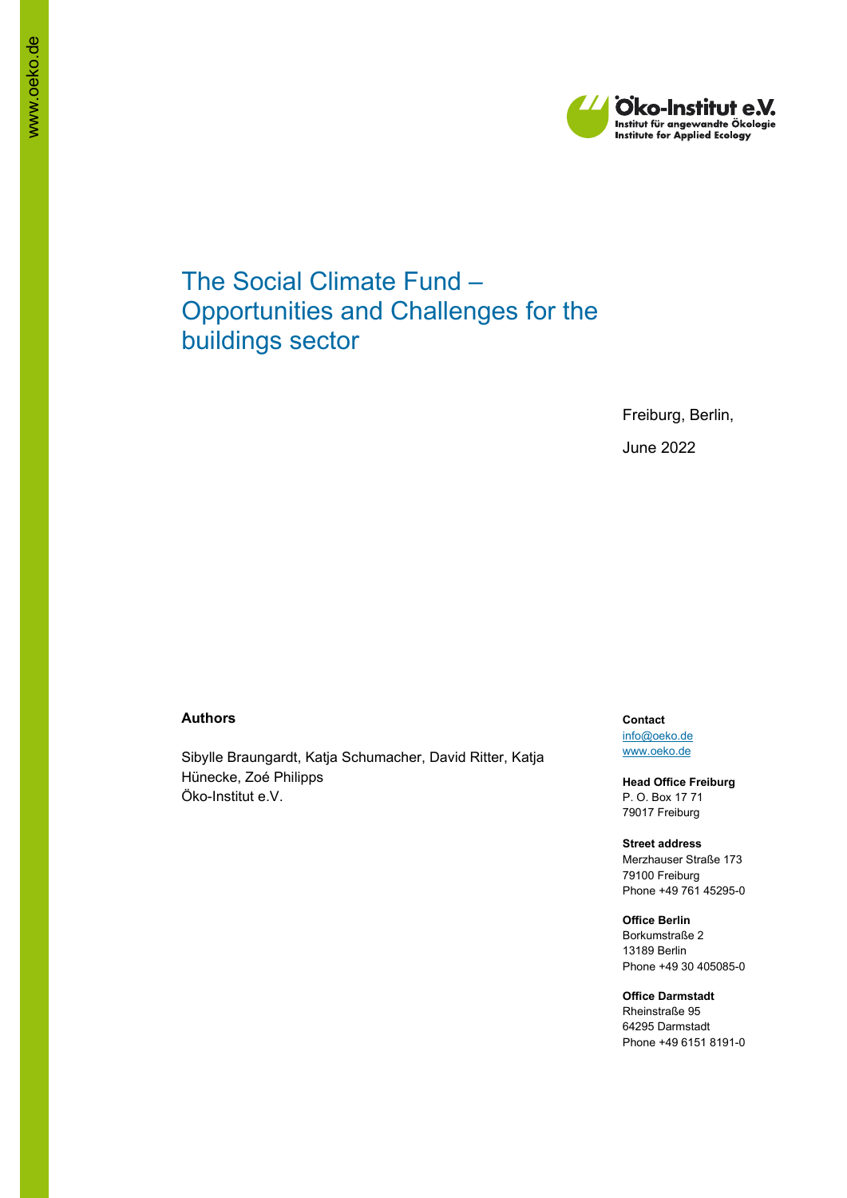Öko-Institut e.V.
Institut für angewandte Ökologie
Institute for Applied Ecology

# The Social Climate Fund – Opportunities and Challenges for the buildings sector

Freiburg, Berlin,

June 2022

**Authors**

Sibylle Braungardt, Katja Schumacher, David Ritter, Katja Hünecke, Zoé Philipps
Öko-Institut e.V.

**Contact**
info@oeko.de
www.oeko.de

**Head Office Freiburg**
P. O. Box 17 71
79017 Freiburg

**Street address**
Merzhauser Straße 173
79100 Freiburg
Phone +49 761 45295-0

**Office Berlin**
Borkumstraße 2
13189 Berlin
Phone +49 30 405085-0

**Office Darmstadt**
Rheinstraße 95
64295 Darmstadt
Phone +49 6151 8191-0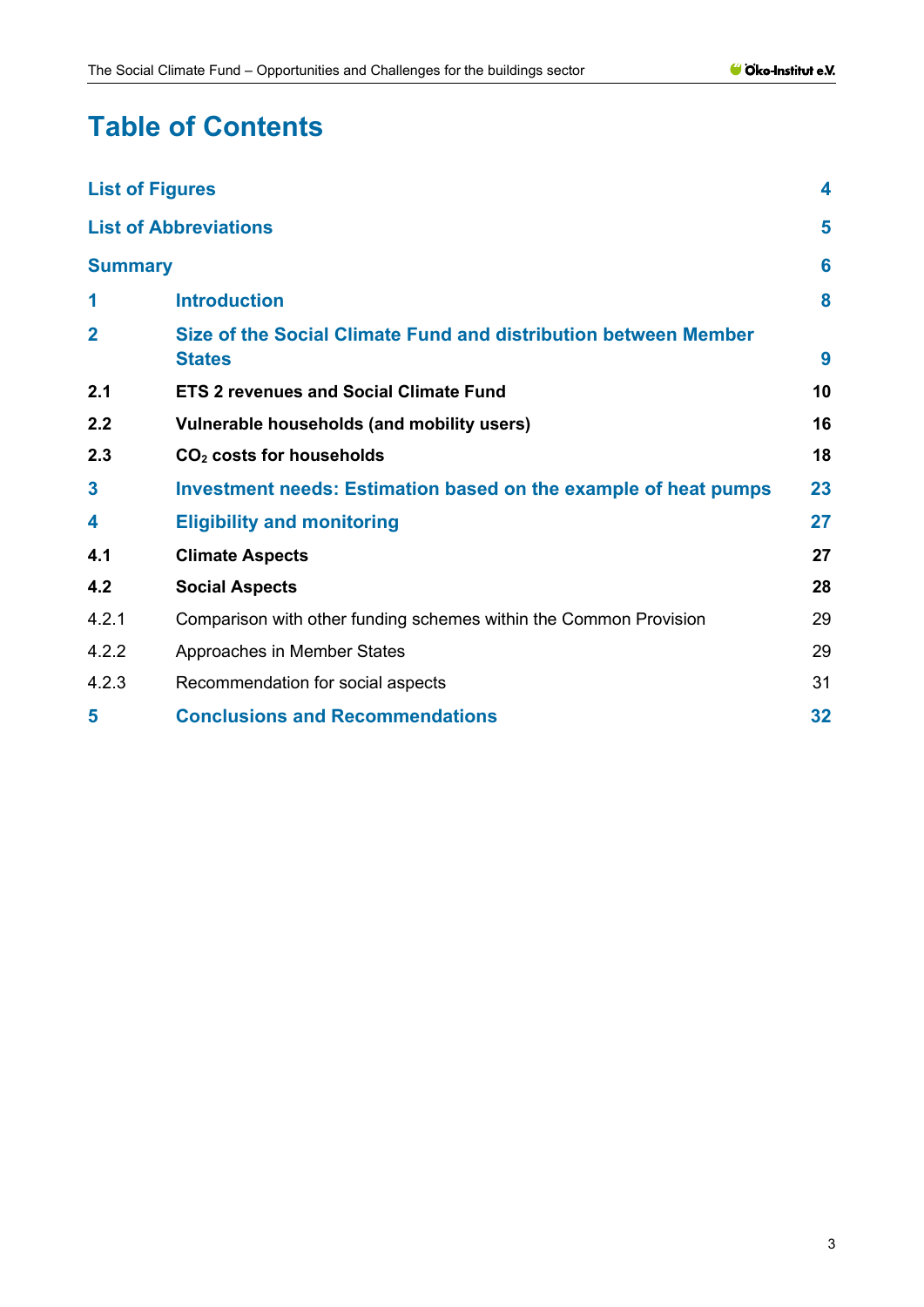# Table of Contents

| | | |
|---|---|---|
| **List of Figures** | | **4** |
| **List of Abbreviations** | | **5** |
| **Summary** | | **6** |
| **1** | **Introduction** | **8** |
| **2** | **Size of the Social Climate Fund and distribution between Member States** | **9** |
| **2.1** | **ETS 2 revenues and Social Climate Fund** | **10** |
| **2.2** | **Vulnerable households (and mobility users)** | **16** |
| **2.3** | **$CO_2$ costs for households** | **18** |
| **3** | **Investment needs: Estimation based on the example of heat pumps** | **23** |
| **4** | **Eligibility and monitoring** | **27** |
| **4.1** | **Climate Aspects** | **27** |
| **4.2** | **Social Aspects** | **28** |
| 4.2.1 | Comparison with other funding schemes within the Common Provision | 29 |
| 4.2.2 | Approaches in Member States | 29 |
| 4.2.3 | Recommendation for social aspects | 31 |
| **5** | **Conclusions and Recommendations** | **32** |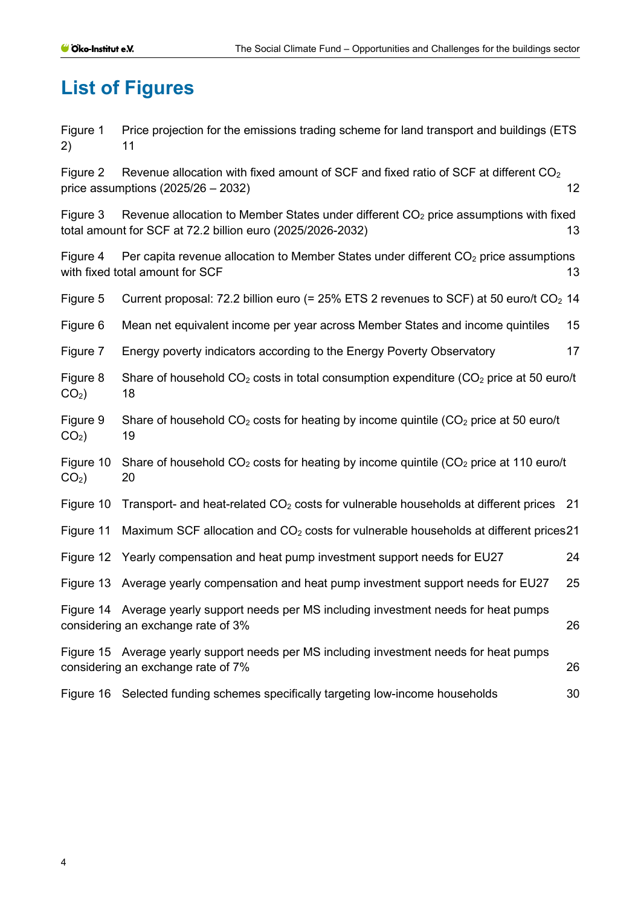# List of Figures

Figure 1 Price projection for the emissions trading scheme for land transport and buildings (ETS 2) 11

Figure 2 Revenue allocation with fixed amount of SCF and fixed ratio of SCF at different $CO_2$ price assumptions (2025/26 – 2032) 12

Figure 3 Revenue allocation to Member States under different $CO_2$ price assumptions with fixed total amount for SCF at 72.2 billion euro (2025/2026-2032) 13

Figure 4 Per capita revenue allocation to Member States under different $CO_2$ price assumptions with fixed total amount for SCF 13

Figure 5 Current proposal: 72.2 billion euro (= 25% ETS 2 revenues to SCF) at 50 euro/t $CO_2$ 14

Figure 6 Mean net equivalent income per year across Member States and income quintiles 15

Figure 7 Energy poverty indicators according to the Energy Poverty Observatory 17

Figure 8 Share of household $CO_2$ costs in total consumption expenditure ($CO_2$ price at 50 euro/t $CO_2$) 18

Figure 9 Share of household $CO_2$ costs for heating by income quintile ($CO_2$ price at 50 euro/t $CO_2$) 19

Figure 10 Share of household $CO_2$ costs for heating by income quintile ($CO_2$ price at 110 euro/t $CO_2$) 20

Figure 10 Transport- and heat-related $CO_2$ costs for vulnerable households at different prices 21

Figure 11 Maximum SCF allocation and $CO_2$ costs for vulnerable households at different prices 21

Figure 12 Yearly compensation and heat pump investment support needs for EU27 24

Figure 13 Average yearly compensation and heat pump investment support needs for EU27 25

Figure 14 Average yearly support needs per MS including investment needs for heat pumps considering an exchange rate of 3% 26

Figure 15 Average yearly support needs per MS including investment needs for heat pumps considering an exchange rate of 7% 26

Figure 16 Selected funding schemes specifically targeting low-income households 30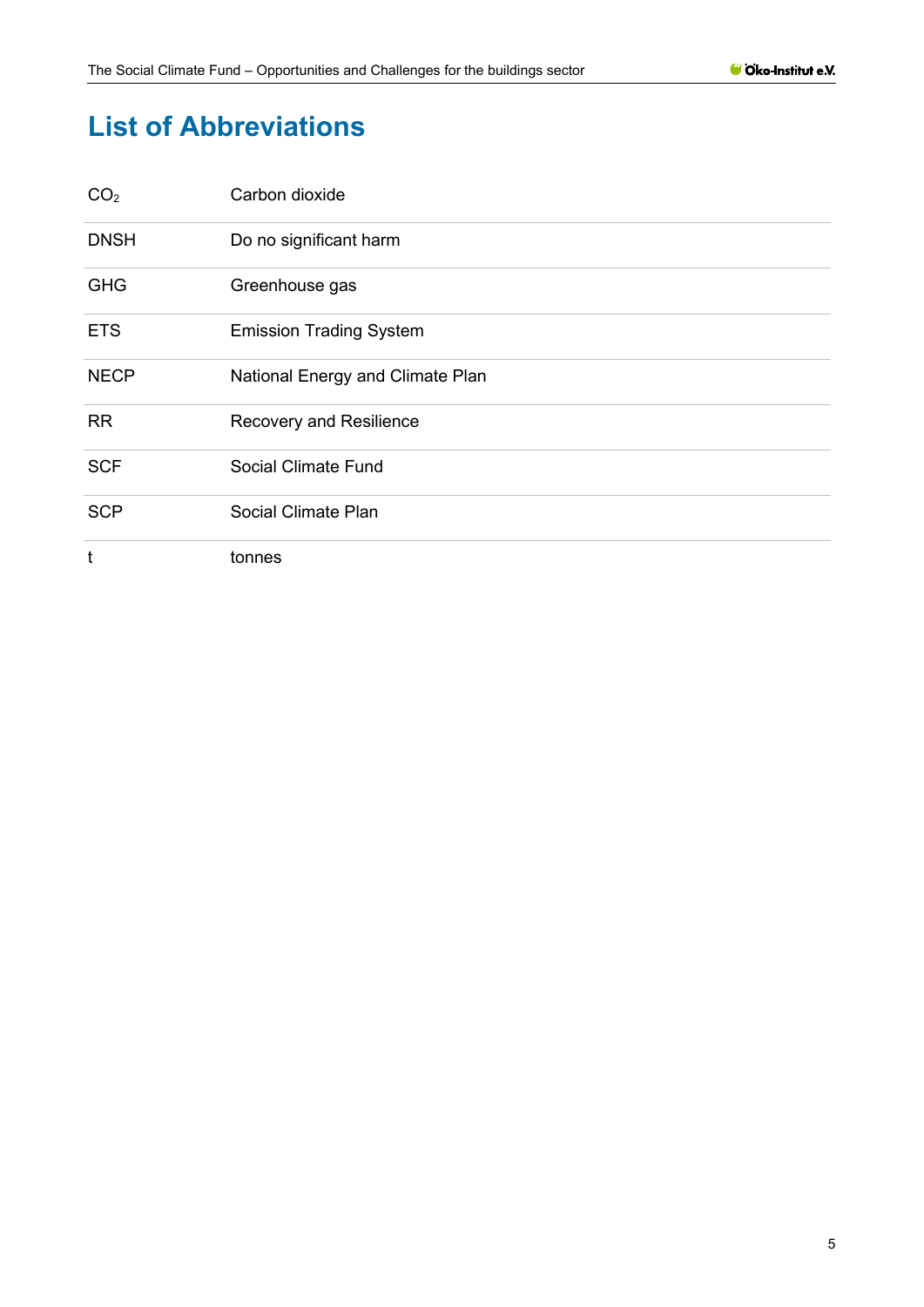# List of Abbreviations

| | |
|---|---|
| $CO_2$ | Carbon dioxide |
| DNSH | Do no significant harm |
| GHG | Greenhouse gas |
| ETS | Emission Trading System |
| NECP | National Energy and Climate Plan |
| RR | Recovery and Resilience |
| SCF | Social Climate Fund |
| SCP | Social Climate Plan |
| t | tonnes |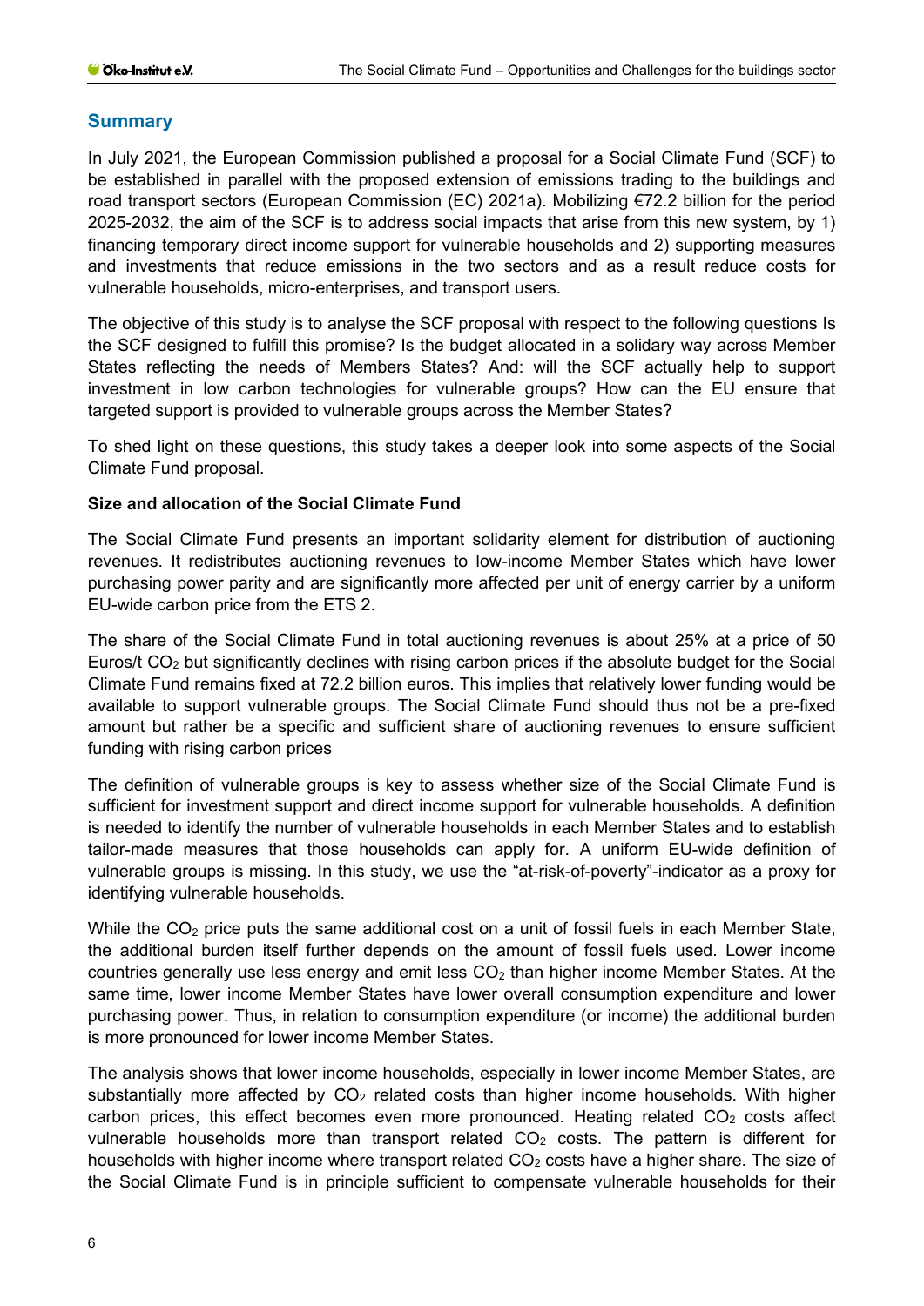## Summary

In July 2021, the European Commission published a proposal for a Social Climate Fund (SCF) to be established in parallel with the proposed extension of emissions trading to the buildings and road transport sectors (European Commission (EC) 2021a). Mobilizing €72.2 billion for the period 2025-2032, the aim of the SCF is to address social impacts that arise from this new system, by 1) financing temporary direct income support for vulnerable households and 2) supporting measures and investments that reduce emissions in the two sectors and as a result reduce costs for vulnerable households, micro-enterprises, and transport users.

The objective of this study is to analyse the SCF proposal with respect to the following questions Is the SCF designed to fulfill this promise? Is the budget allocated in a solidary way across Member States reflecting the needs of Members States? And: will the SCF actually help to support investment in low carbon technologies for vulnerable groups? How can the EU ensure that targeted support is provided to vulnerable groups across the Member States?

To shed light on these questions, this study takes a deeper look into some aspects of the Social Climate Fund proposal.

**Size and allocation of the Social Climate Fund**

The Social Climate Fund presents an important solidarity element for distribution of auctioning revenues. It redistributes auctioning revenues to low-income Member States which have lower purchasing power parity and are significantly more affected per unit of energy carrier by a uniform EU-wide carbon price from the ETS 2.

The share of the Social Climate Fund in total auctioning revenues is about 25% at a price of 50 Euros/t $CO_2$ but significantly declines with rising carbon prices if the absolute budget for the Social Climate Fund remains fixed at 72.2 billion euros. This implies that relatively lower funding would be available to support vulnerable groups. The Social Climate Fund should thus not be a pre-fixed amount but rather be a specific and sufficient share of auctioning revenues to ensure sufficient funding with rising carbon prices

The definition of vulnerable groups is key to assess whether size of the Social Climate Fund is sufficient for investment support and direct income support for vulnerable households. A definition is needed to identify the number of vulnerable households in each Member States and to establish tailor-made measures that those households can apply for. A uniform EU-wide definition of vulnerable groups is missing. In this study, we use the "at-risk-of-poverty"-indicator as a proxy for identifying vulnerable households.

While the $CO_2$ price puts the same additional cost on a unit of fossil fuels in each Member State, the additional burden itself further depends on the amount of fossil fuels used. Lower income countries generally use less energy and emit less $CO_2$ than higher income Member States. At the same time, lower income Member States have lower overall consumption expenditure and lower purchasing power. Thus, in relation to consumption expenditure (or income) the additional burden is more pronounced for lower income Member States.

The analysis shows that lower income households, especially in lower income Member States, are substantially more affected by $CO_2$ related costs than higher income households. With higher carbon prices, this effect becomes even more pronounced. Heating related $CO_2$ costs affect vulnerable households more than transport related $CO_2$ costs. The pattern is different for households with higher income where transport related $CO_2$ costs have a higher share. The size of the Social Climate Fund is in principle sufficient to compensate vulnerable households for their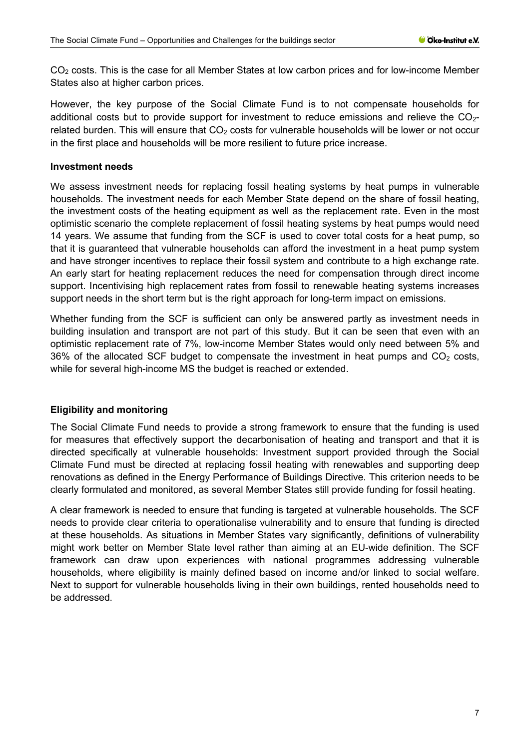$CO_2$ costs. This is the case for all Member States at low carbon prices and for low-income Member States also at higher carbon prices.

However, the key purpose of the Social Climate Fund is to not compensate households for additional costs but to provide support for investment to reduce emissions and relieve the $CO_2$-related burden. This will ensure that $CO_2$ costs for vulnerable households will be lower or not occur in the first place and households will be more resilient to future price increase.

**Investment needs**

We assess investment needs for replacing fossil heating systems by heat pumps in vulnerable households. The investment needs for each Member State depend on the share of fossil heating, the investment costs of the heating equipment as well as the replacement rate. Even in the most optimistic scenario the complete replacement of fossil heating systems by heat pumps would need 14 years. We assume that funding from the SCF is used to cover total costs for a heat pump, so that it is guaranteed that vulnerable households can afford the investment in a heat pump system and have stronger incentives to replace their fossil system and contribute to a high exchange rate. An early start for heating replacement reduces the need for compensation through direct income support. Incentivising high replacement rates from fossil to renewable heating systems increases support needs in the short term but is the right approach for long-term impact on emissions.

Whether funding from the SCF is sufficient can only be answered partly as investment needs in building insulation and transport are not part of this study. But it can be seen that even with an optimistic replacement rate of 7%, low-income Member States would only need between 5% and 36% of the allocated SCF budget to compensate the investment in heat pumps and $CO_2$ costs, while for several high-income MS the budget is reached or extended.

**Eligibility and monitoring**

The Social Climate Fund needs to provide a strong framework to ensure that the funding is used for measures that effectively support the decarbonisation of heating and transport and that it is directed specifically at vulnerable households: Investment support provided through the Social Climate Fund must be directed at replacing fossil heating with renewables and supporting deep renovations as defined in the Energy Performance of Buildings Directive. This criterion needs to be clearly formulated and monitored, as several Member States still provide funding for fossil heating.

A clear framework is needed to ensure that funding is targeted at vulnerable households. The SCF needs to provide clear criteria to operationalise vulnerability and to ensure that funding is directed at these households. As situations in Member States vary significantly, definitions of vulnerability might work better on Member State level rather than aiming at an EU-wide definition. The SCF framework can draw upon experiences with national programmes addressing vulnerable households, where eligibility is mainly defined based on income and/or linked to social welfare. Next to support for vulnerable households living in their own buildings, rented households need to be addressed.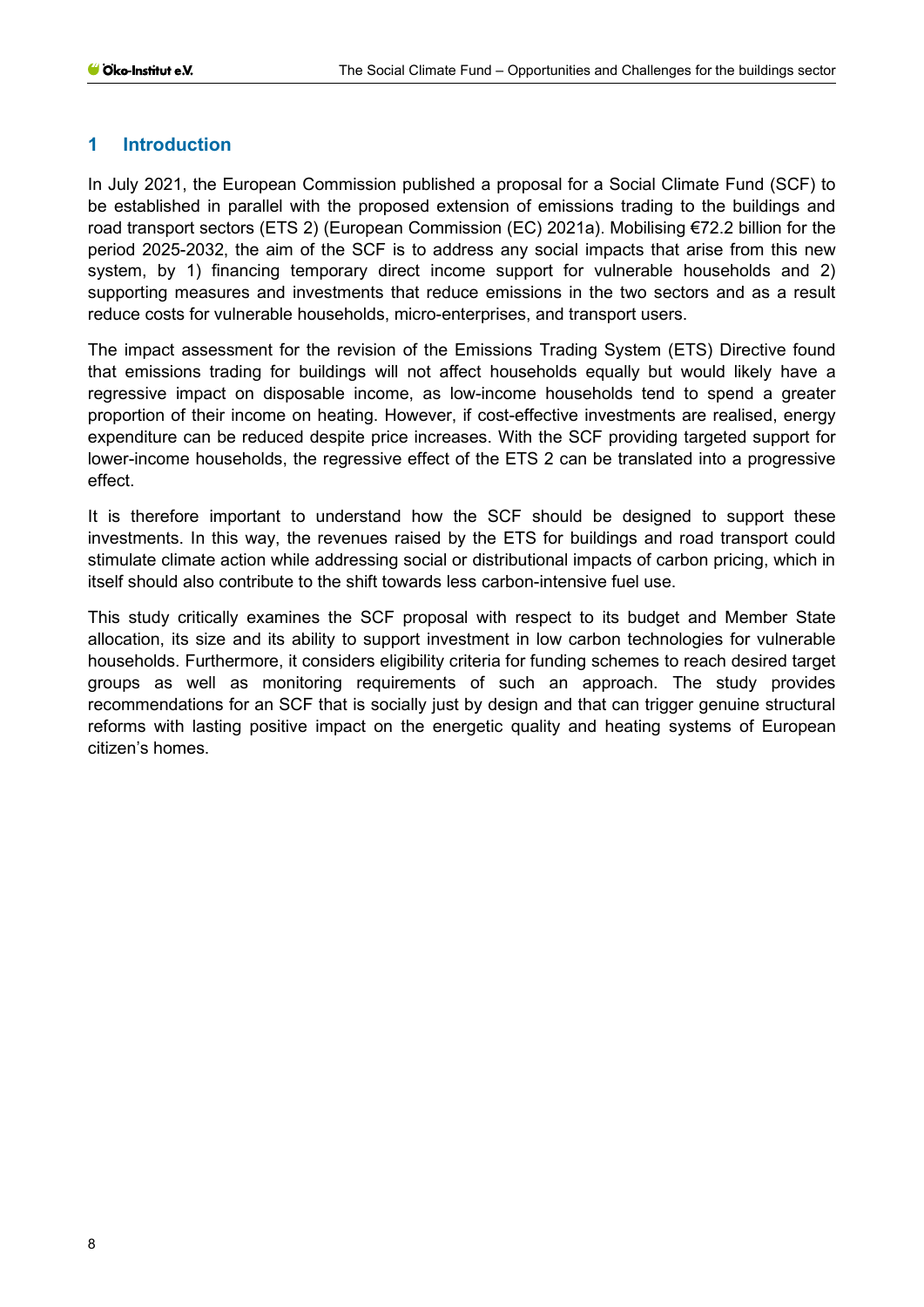# 1 Introduction

In July 2021, the European Commission published a proposal for a Social Climate Fund (SCF) to be established in parallel with the proposed extension of emissions trading to the buildings and road transport sectors (ETS 2) (European Commission (EC) 2021a). Mobilising €72.2 billion for the period 2025-2032, the aim of the SCF is to address any social impacts that arise from this new system, by 1) financing temporary direct income support for vulnerable households and 2) supporting measures and investments that reduce emissions in the two sectors and as a result reduce costs for vulnerable households, micro-enterprises, and transport users.

The impact assessment for the revision of the Emissions Trading System (ETS) Directive found that emissions trading for buildings will not affect households equally but would likely have a regressive impact on disposable income, as low-income households tend to spend a greater proportion of their income on heating. However, if cost-effective investments are realised, energy expenditure can be reduced despite price increases. With the SCF providing targeted support for lower-income households, the regressive effect of the ETS 2 can be translated into a progressive effect.

It is therefore important to understand how the SCF should be designed to support these investments. In this way, the revenues raised by the ETS for buildings and road transport could stimulate climate action while addressing social or distributional impacts of carbon pricing, which in itself should also contribute to the shift towards less carbon-intensive fuel use.

This study critically examines the SCF proposal with respect to its budget and Member State allocation, its size and its ability to support investment in low carbon technologies for vulnerable households. Furthermore, it considers eligibility criteria for funding schemes to reach desired target groups as well as monitoring requirements of such an approach. The study provides recommendations for an SCF that is socially just by design and that can trigger genuine structural reforms with lasting positive impact on the energetic quality and heating systems of European citizen's homes.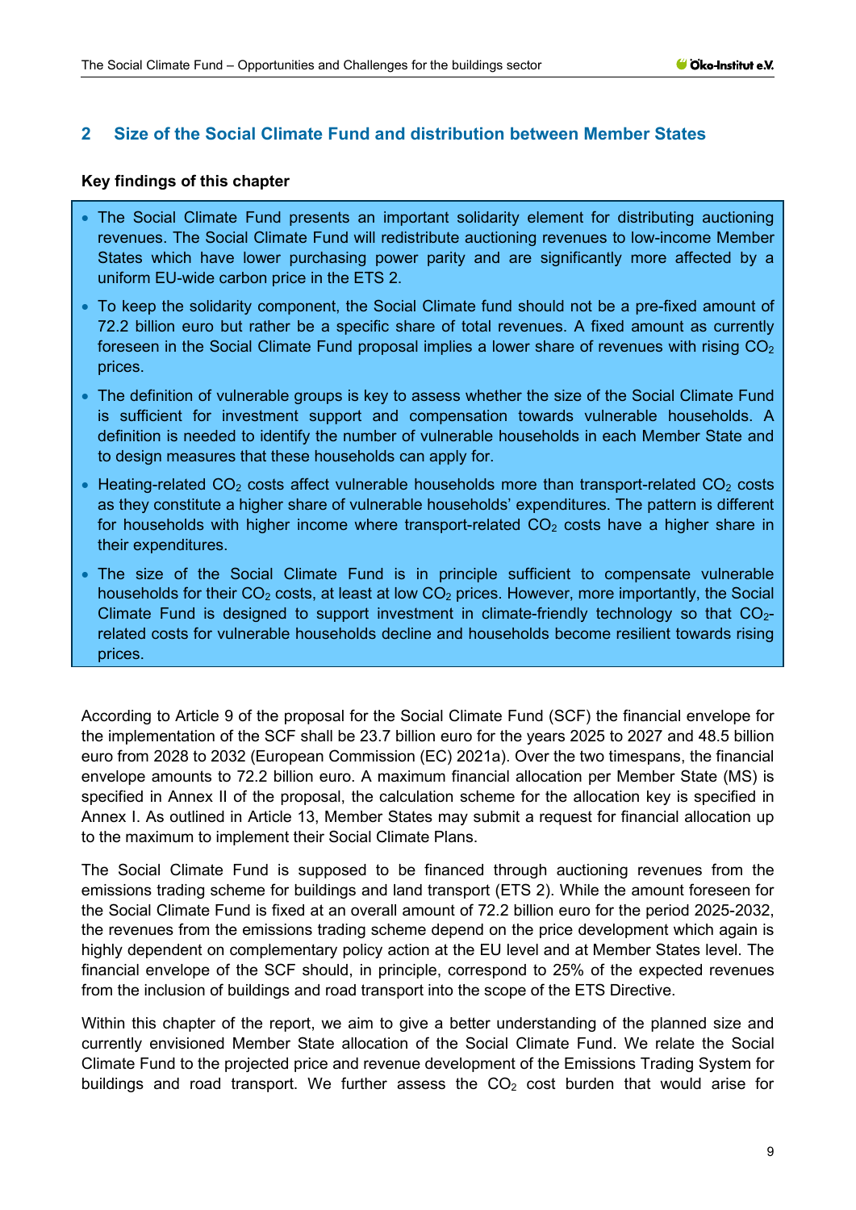## 2 Size of the Social Climate Fund and distribution between Member States

**Key findings of this chapter**

- The Social Climate Fund presents an important solidarity element for distributing auctioning revenues. The Social Climate Fund will redistribute auctioning revenues to low-income Member States which have lower purchasing power parity and are significantly more affected by a uniform EU-wide carbon price in the ETS 2.
- To keep the solidarity component, the Social Climate fund should not be a pre-fixed amount of 72.2 billion euro but rather be a specific share of total revenues. A fixed amount as currently foreseen in the Social Climate Fund proposal implies a lower share of revenues with rising $CO_2$ prices.
- The definition of vulnerable groups is key to assess whether the size of the Social Climate Fund is sufficient for investment support and compensation towards vulnerable households. A definition is needed to identify the number of vulnerable households in each Member State and to design measures that these households can apply for.
- Heating-related $CO_2$ costs affect vulnerable households more than transport-related $CO_2$ costs as they constitute a higher share of vulnerable households' expenditures. The pattern is different for households with higher income where transport-related $CO_2$ costs have a higher share in their expenditures.
- The size of the Social Climate Fund is in principle sufficient to compensate vulnerable households for their $CO_2$ costs, at least at low $CO_2$ prices. However, more importantly, the Social Climate Fund is designed to support investment in climate-friendly technology so that $CO_2$-related costs for vulnerable households decline and households become resilient towards rising prices.

According to Article 9 of the proposal for the Social Climate Fund (SCF) the financial envelope for the implementation of the SCF shall be 23.7 billion euro for the years 2025 to 2027 and 48.5 billion euro from 2028 to 2032 (European Commission (EC) 2021a). Over the two timespans, the financial envelope amounts to 72.2 billion euro. A maximum financial allocation per Member State (MS) is specified in Annex II of the proposal, the calculation scheme for the allocation key is specified in Annex I. As outlined in Article 13, Member States may submit a request for financial allocation up to the maximum to implement their Social Climate Plans.

The Social Climate Fund is supposed to be financed through auctioning revenues from the emissions trading scheme for buildings and land transport (ETS 2). While the amount foreseen for the Social Climate Fund is fixed at an overall amount of 72.2 billion euro for the period 2025-2032, the revenues from the emissions trading scheme depend on the price development which again is highly dependent on complementary policy action at the EU level and at Member States level. The financial envelope of the SCF should, in principle, correspond to 25% of the expected revenues from the inclusion of buildings and road transport into the scope of the ETS Directive.

Within this chapter of the report, we aim to give a better understanding of the planned size and currently envisioned Member State allocation of the Social Climate Fund. We relate the Social Climate Fund to the projected price and revenue development of the Emissions Trading System for buildings and road transport. We further assess the $CO_2$ cost burden that would arise for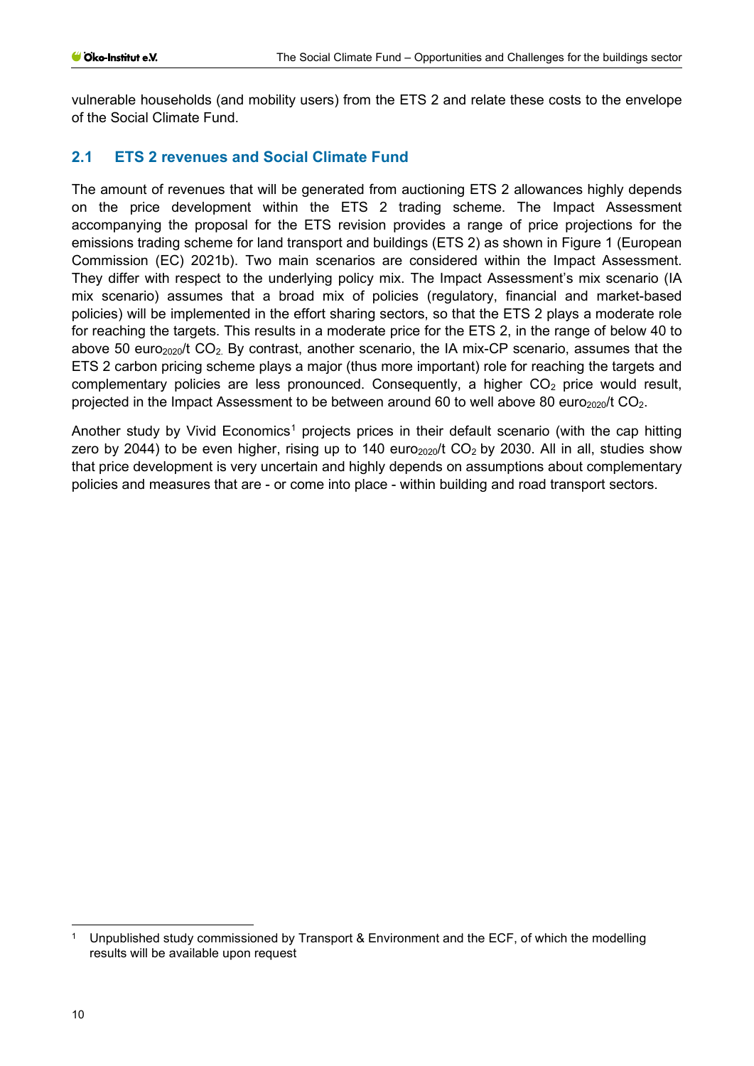vulnerable households (and mobility users) from the ETS 2 and relate these costs to the envelope of the Social Climate Fund.

## 2.1 ETS 2 revenues and Social Climate Fund

The amount of revenues that will be generated from auctioning ETS 2 allowances highly depends on the price development within the ETS 2 trading scheme. The Impact Assessment accompanying the proposal for the ETS revision provides a range of price projections for the emissions trading scheme for land transport and buildings (ETS 2) as shown in Figure 1 (European Commission (EC) 2021b). Two main scenarios are considered within the Impact Assessment. They differ with respect to the underlying policy mix. The Impact Assessment's mix scenario (IA mix scenario) assumes that a broad mix of policies (regulatory, financial and market-based policies) will be implemented in the effort sharing sectors, so that the ETS 2 plays a moderate role for reaching the targets. This results in a moderate price for the ETS 2, in the range of below 40 to above 50 $euro_{2020}$/t $CO_2$. By contrast, another scenario, the IA mix-CP scenario, assumes that the ETS 2 carbon pricing scheme plays a major (thus more important) role for reaching the targets and complementary policies are less pronounced. Consequently, a higher $CO_2$ price would result, projected in the Impact Assessment to be between around 60 to well above 80 $euro_{2020}$/t $CO_2$.

Another study by Vivid Economics[1] projects prices in their default scenario (with the cap hitting zero by 2044) to be even higher, rising up to 140 $euro_{2020}$/t $CO_2$ by 2030. All in all, studies show that price development is very uncertain and highly depends on assumptions about complementary policies and measures that are - or come into place - within building and road transport sectors.

[1] Unpublished study commissioned by Transport & Environment and the ECF, of which the modelling results will be available upon request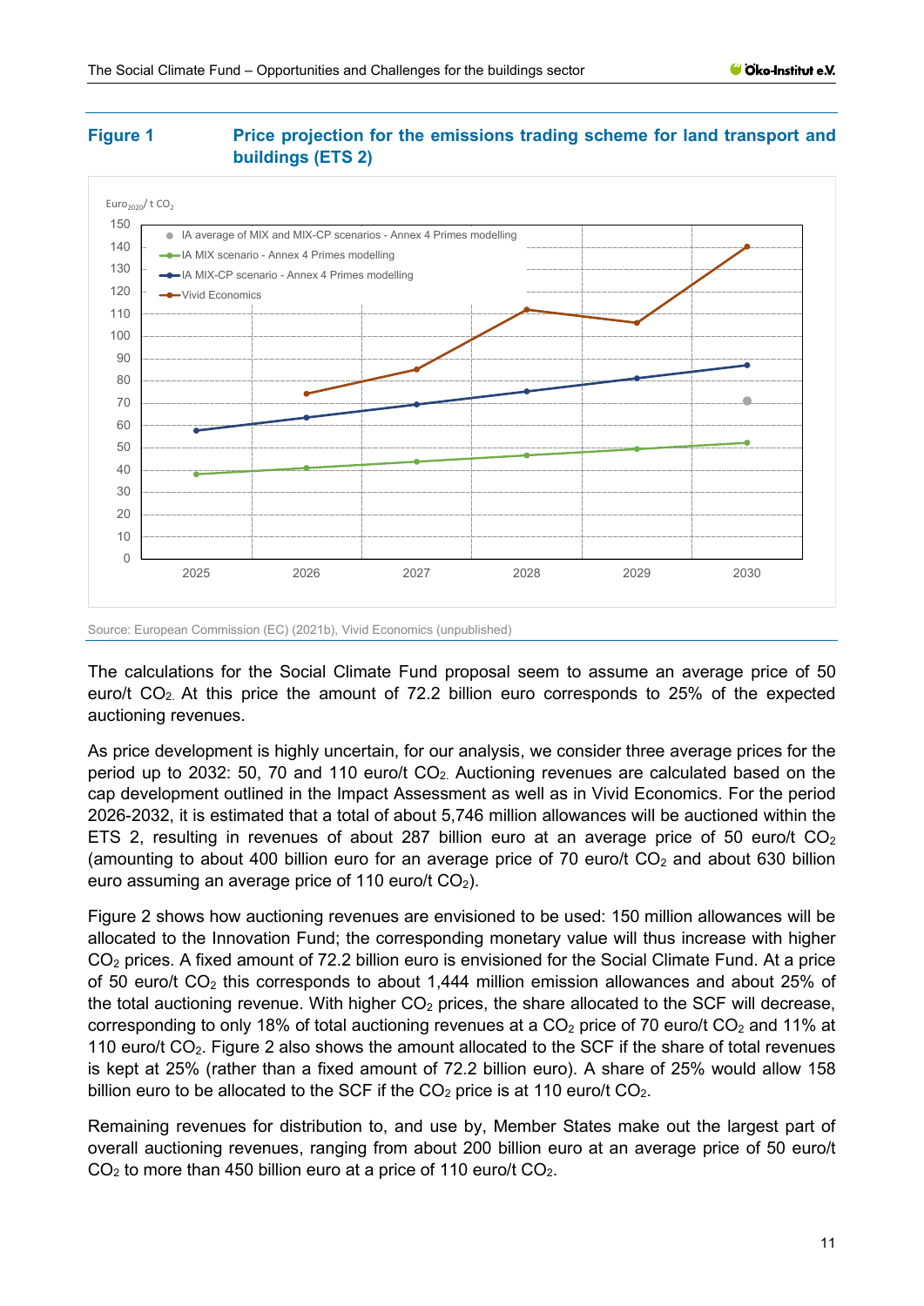**Figure 1** **Price projection for the emissions trading scheme for land transport and buildings (ETS 2)**

Source: European Commission (EC) (2021b), Vivid Economics (unpublished)

The calculations for the Social Climate Fund proposal seem to assume an average price of 50 euro/t $CO_2$. At this price the amount of 72.2 billion euro corresponds to 25% of the expected auctioning revenues.

As price development is highly uncertain, for our analysis, we consider three average prices for the period up to 2032: 50, 70 and 110 euro/t $CO_2$. Auctioning revenues are calculated based on the cap development outlined in the Impact Assessment as well as in Vivid Economics. For the period 2026-2032, it is estimated that a total of about 5,746 million allowances will be auctioned within the ETS 2, resulting in revenues of about 287 billion euro at an average price of 50 euro/t $CO_2$ (amounting to about 400 billion euro for an average price of 70 euro/t $CO_2$ and about 630 billion euro assuming an average price of 110 euro/t $CO_2$).

Figure 2 shows how auctioning revenues are envisioned to be used: 150 million allowances will be allocated to the Innovation Fund; the corresponding monetary value will thus increase with higher $CO_2$ prices. A fixed amount of 72.2 billion euro is envisioned for the Social Climate Fund. At a price of 50 euro/t $CO_2$ this corresponds to about 1,444 million emission allowances and about 25% of the total auctioning revenue. With higher $CO_2$ prices, the share allocated to the SCF will decrease, corresponding to only 18% of total auctioning revenues at a $CO_2$ price of 70 euro/t $CO_2$ and 11% at 110 euro/t $CO_2$. Figure 2 also shows the amount allocated to the SCF if the share of total revenues is kept at 25% (rather than a fixed amount of 72.2 billion euro). A share of 25% would allow 158 billion euro to be allocated to the SCF if the $CO_2$ price is at 110 euro/t $CO_2$.

Remaining revenues for distribution to, and use by, Member States make out the largest part of overall auctioning revenues, ranging from about 200 billion euro at an average price of 50 euro/t $CO_2$ to more than 450 billion euro at a price of 110 euro/t $CO_2$.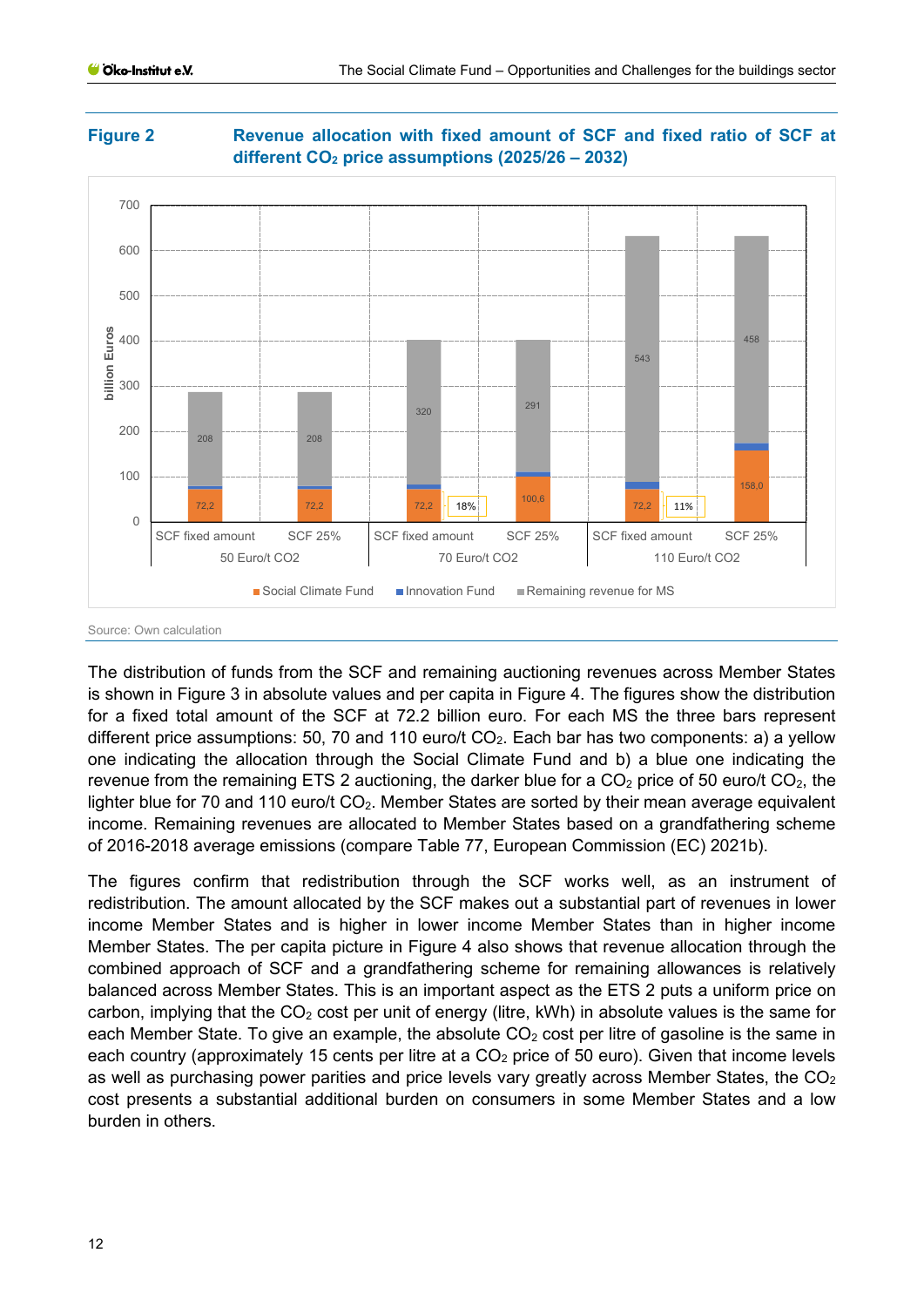**Figure 2** **Revenue allocation with fixed amount of SCF and fixed ratio of SCF at different $CO_2$ price assumptions (2025/26 – 2032)**

Source: Own calculation

The distribution of funds from the SCF and remaining auctioning revenues across Member States is shown in Figure 3 in absolute values and per capita in Figure 4. The figures show the distribution for a fixed total amount of the SCF at 72.2 billion euro. For each MS the three bars represent different price assumptions: 50, 70 and 110 euro/t $CO_2$. Each bar has two components: a) a yellow one indicating the allocation through the Social Climate Fund and b) a blue one indicating the revenue from the remaining ETS 2 auctioning, the darker blue for a $CO_2$ price of 50 euro/t $CO_2$, the lighter blue for 70 and 110 euro/t $CO_2$. Member States are sorted by their mean average equivalent income. Remaining revenues are allocated to Member States based on a grandfathering scheme of 2016-2018 average emissions (compare Table 77, European Commission (EC) 2021b).

The figures confirm that redistribution through the SCF works well, as an instrument of redistribution. The amount allocated by the SCF makes out a substantial part of revenues in lower income Member States and is higher in lower income Member States than in higher income Member States. The per capita picture in Figure 4 also shows that revenue allocation through the combined approach of SCF and a grandfathering scheme for remaining allowances is relatively balanced across Member States. This is an important aspect as the ETS 2 puts a uniform price on carbon, implying that the $CO_2$ cost per unit of energy (litre, kWh) in absolute values is the same for each Member State. To give an example, the absolute $CO_2$ cost per litre of gasoline is the same in each country (approximately 15 cents per litre at a $CO_2$ price of 50 euro). Given that income levels as well as purchasing power parities and price levels vary greatly across Member States, the $CO_2$ cost presents a substantial additional burden on consumers in some Member States and a low burden in others.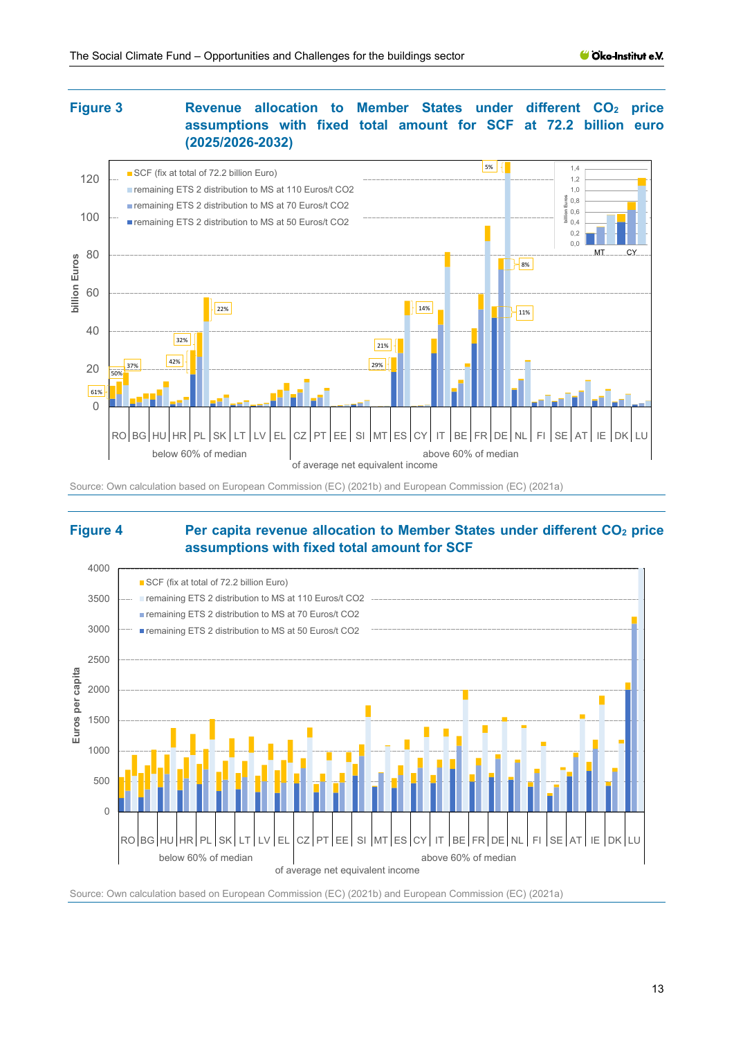**Figure 3** **Revenue allocation to Member States under different $CO_2$ price assumptions with fixed total amount for SCF at 72.2 billion euro (2025/2026-2032)**

Source: Own calculation based on European Commission (EC) (2021b) and European Commission (EC) (2021a)

**Figure 4** **Per capita revenue allocation to Member States under different $CO_2$ price assumptions with fixed total amount for SCF**

Source: Own calculation based on European Commission (EC) (2021b) and European Commission (EC) (2021a)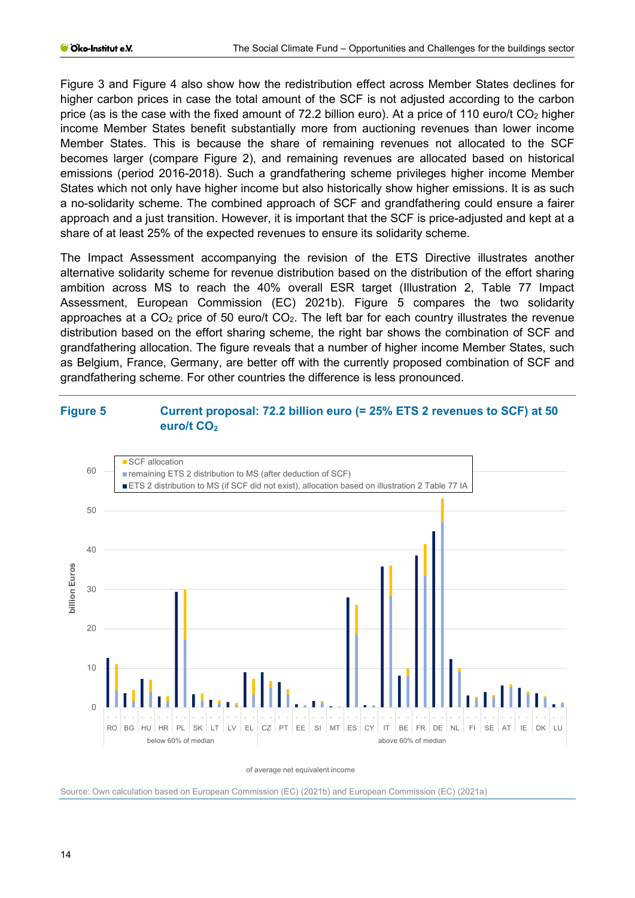Figure 3 and Figure 4 also show how the redistribution effect across Member States declines for higher carbon prices in case the total amount of the SCF is not adjusted according to the carbon price (as is the case with the fixed amount of 72.2 billion euro). At a price of 110 euro/t $CO_2$ higher income Member States benefit substantially more from auctioning revenues than lower income Member States. This is because the share of remaining revenues not allocated to the SCF becomes larger (compare Figure 2), and remaining revenues are allocated based on historical emissions (period 2016-2018). Such a grandfathering scheme privileges higher income Member States which not only have higher income but also historically show higher emissions. It is as such a no-solidarity scheme. The combined approach of SCF and grandfathering could ensure a fairer approach and a just transition. However, it is important that the SCF is price-adjusted and kept at a share of at least 25% of the expected revenues to ensure its solidarity scheme.

The Impact Assessment accompanying the revision of the ETS Directive illustrates another alternative solidarity scheme for revenue distribution based on the distribution of the effort sharing ambition across MS to reach the 40% overall ESR target (Illustration 2, Table 77 Impact Assessment, European Commission (EC) 2021b). Figure 5 compares the two solidarity approaches at a $CO_2$ price of 50 euro/t $CO_2$. The left bar for each country illustrates the revenue distribution based on the effort sharing scheme, the right bar shows the combination of SCF and grandfathering allocation. The figure reveals that a number of higher income Member States, such as Belgium, France, Germany, are better off with the currently proposed combination of SCF and grandfathering scheme. For other countries the difference is less pronounced.

**Figure 5 Current proposal: 72.2 billion euro (= 25% ETS 2 revenues to SCF) at 50 euro/t $CO_2$**

Source: Own calculation based on European Commission (EC) (2021b) and European Commission (EC) (2021a)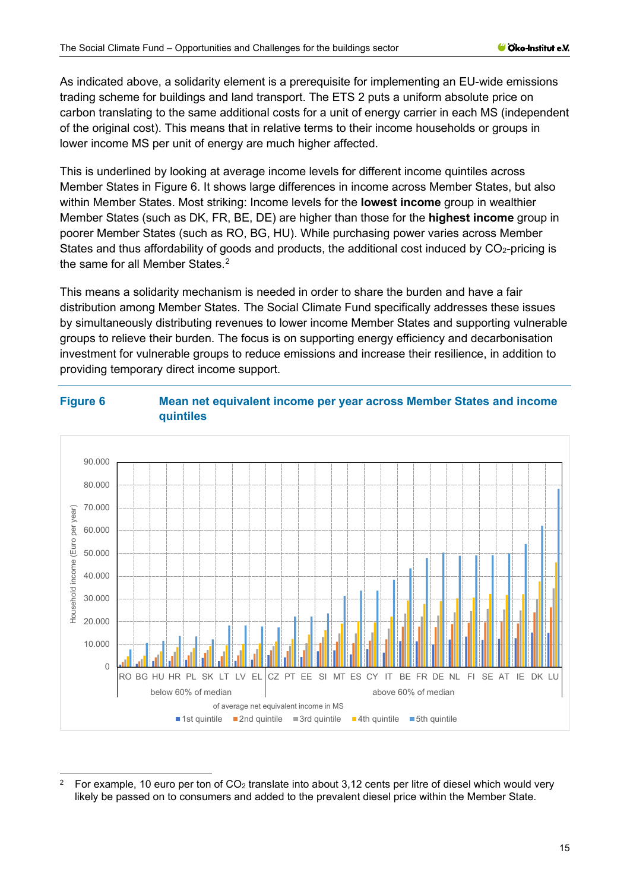As indicated above, a solidarity element is a prerequisite for implementing an EU-wide emissions trading scheme for buildings and land transport. The ETS 2 puts a uniform absolute price on carbon translating to the same additional costs for a unit of energy carrier in each MS (independent of the original cost). This means that in relative terms to their income households or groups in lower income MS per unit of energy are much higher affected.

This is underlined by looking at average income levels for different income quintiles across Member States in Figure 6. It shows large differences in income across Member States, but also within Member States. Most striking: Income levels for the **lowest income** group in wealthier Member States (such as DK, FR, BE, DE) are higher than those for the **highest income** group in poorer Member States (such as RO, BG, HU). While purchasing power varies across Member States and thus affordability of goods and products, the additional cost induced by $CO_2$-pricing is the same for all Member States.[2]

This means a solidarity mechanism is needed in order to share the burden and have a fair distribution among Member States. The Social Climate Fund specifically addresses these issues by simultaneously distributing revenues to lower income Member States and supporting vulnerable groups to relieve their burden. The focus is on supporting energy efficiency and decarbonisation investment for vulnerable groups to reduce emissions and increase their resilience, in addition to providing temporary direct income support.

**Figure 6 Mean net equivalent income per year across Member States and income quintiles**

---

[2] For example, 10 euro per ton of $CO_2$ translate into about 3,12 cents per litre of diesel which would very likely be passed on to consumers and added to the prevalent diesel price within the Member State.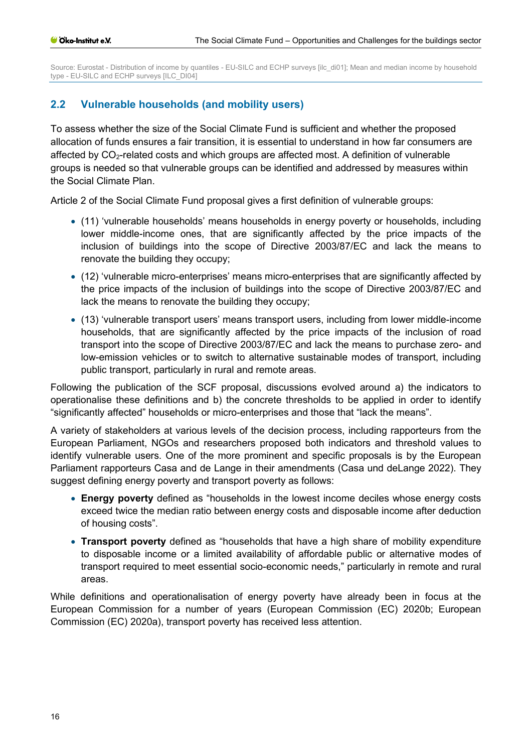Source: Eurostat - Distribution of income by quantiles - EU-SILC and ECHP surveys [ilc_di01]; Mean and median income by household type - EU-SILC and ECHP surveys [ILC_DI04]

## 2.2 Vulnerable households (and mobility users)

To assess whether the size of the Social Climate Fund is sufficient and whether the proposed allocation of funds ensures a fair transition, it is essential to understand in how far consumers are affected by $CO_2$-related costs and which groups are affected most. A definition of vulnerable groups is needed so that vulnerable groups can be identified and addressed by measures within the Social Climate Plan.

Article 2 of the Social Climate Fund proposal gives a first definition of vulnerable groups:

- (11) 'vulnerable households' means households in energy poverty or households, including lower middle-income ones, that are significantly affected by the price impacts of the inclusion of buildings into the scope of Directive 2003/87/EC and lack the means to renovate the building they occupy;
- (12) 'vulnerable micro-enterprises' means micro-enterprises that are significantly affected by the price impacts of the inclusion of buildings into the scope of Directive 2003/87/EC and lack the means to renovate the building they occupy;
- (13) 'vulnerable transport users' means transport users, including from lower middle-income households, that are significantly affected by the price impacts of the inclusion of road transport into the scope of Directive 2003/87/EC and lack the means to purchase zero- and low-emission vehicles or to switch to alternative sustainable modes of transport, including public transport, particularly in rural and remote areas.

Following the publication of the SCF proposal, discussions evolved around a) the indicators to operationalise these definitions and b) the concrete thresholds to be applied in order to identify "significantly affected" households or micro-enterprises and those that "lack the means".

A variety of stakeholders at various levels of the decision process, including rapporteurs from the European Parliament, NGOs and researchers proposed both indicators and threshold values to identify vulnerable users. One of the more prominent and specific proposals is by the European Parliament rapporteurs Casa and de Lange in their amendments (Casa und deLange 2022). They suggest defining energy poverty and transport poverty as follows:

- **Energy poverty** defined as "households in the lowest income deciles whose energy costs exceed twice the median ratio between energy costs and disposable income after deduction of housing costs".
- **Transport poverty** defined as "households that have a high share of mobility expenditure to disposable income or a limited availability of affordable public or alternative modes of transport required to meet essential socio-economic needs," particularly in remote and rural areas.

While definitions and operationalisation of energy poverty have already been in focus at the European Commission for a number of years (European Commission (EC) 2020b; European Commission (EC) 2020a), transport poverty has received less attention.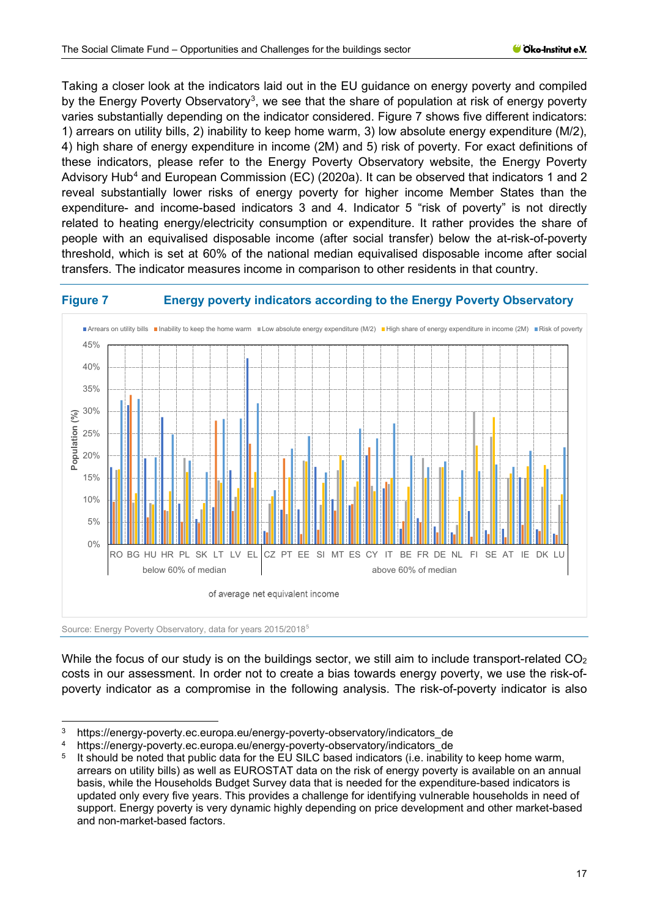Taking a closer look at the indicators laid out in the EU guidance on energy poverty and compiled by the Energy Poverty Observatory[3], we see that the share of population at risk of energy poverty varies substantially depending on the indicator considered. Figure 7 shows five different indicators: 1) arrears on utility bills, 2) inability to keep home warm, 3) low absolute energy expenditure (M/2), 4) high share of energy expenditure in income (2M) and 5) risk of poverty. For exact definitions of these indicators, please refer to the Energy Poverty Observatory website, the Energy Poverty Advisory Hub[4] and European Commission (EC) (2020a). It can be observed that indicators 1 and 2 reveal substantially lower risks of energy poverty for higher income Member States than the expenditure- and income-based indicators 3 and 4. Indicator 5 “risk of poverty” is not directly related to heating energy/electricity consumption or expenditure. It rather provides the share of people with an equivalised disposable income (after social transfer) below the at-risk-of-poverty threshold, which is set at 60% of the national median equivalised disposable income after social transfers. The indicator measures income in comparison to other residents in that country.

**Figure 7 Energy poverty indicators according to the Energy Poverty Observatory**

Source: Energy Poverty Observatory, data for years 2015/2018[5]

While the focus of our study is on the buildings sector, we still aim to include transport-related $CO_2$ costs in our assessment. In order not to create a bias towards energy poverty, we use the risk-of-poverty indicator as a compromise in the following analysis. The risk-of-poverty indicator is also

---

[3] https://energy-poverty.ec.europa.eu/energy-poverty-observatory/indicators_de

[4] https://energy-poverty.ec.europa.eu/energy-poverty-observatory/indicators_de

[5] It should be noted that public data for the EU SILC based indicators (i.e. inability to keep home warm, arrears on utility bills) as well as EUROSTAT data on the risk of energy poverty is available on an annual basis, while the Households Budget Survey data that is needed for the expenditure-based indicators is updated only every five years. This provides a challenge for identifying vulnerable households in need of support. Energy poverty is very dynamic highly depending on price development and other market-based and non-market-based factors.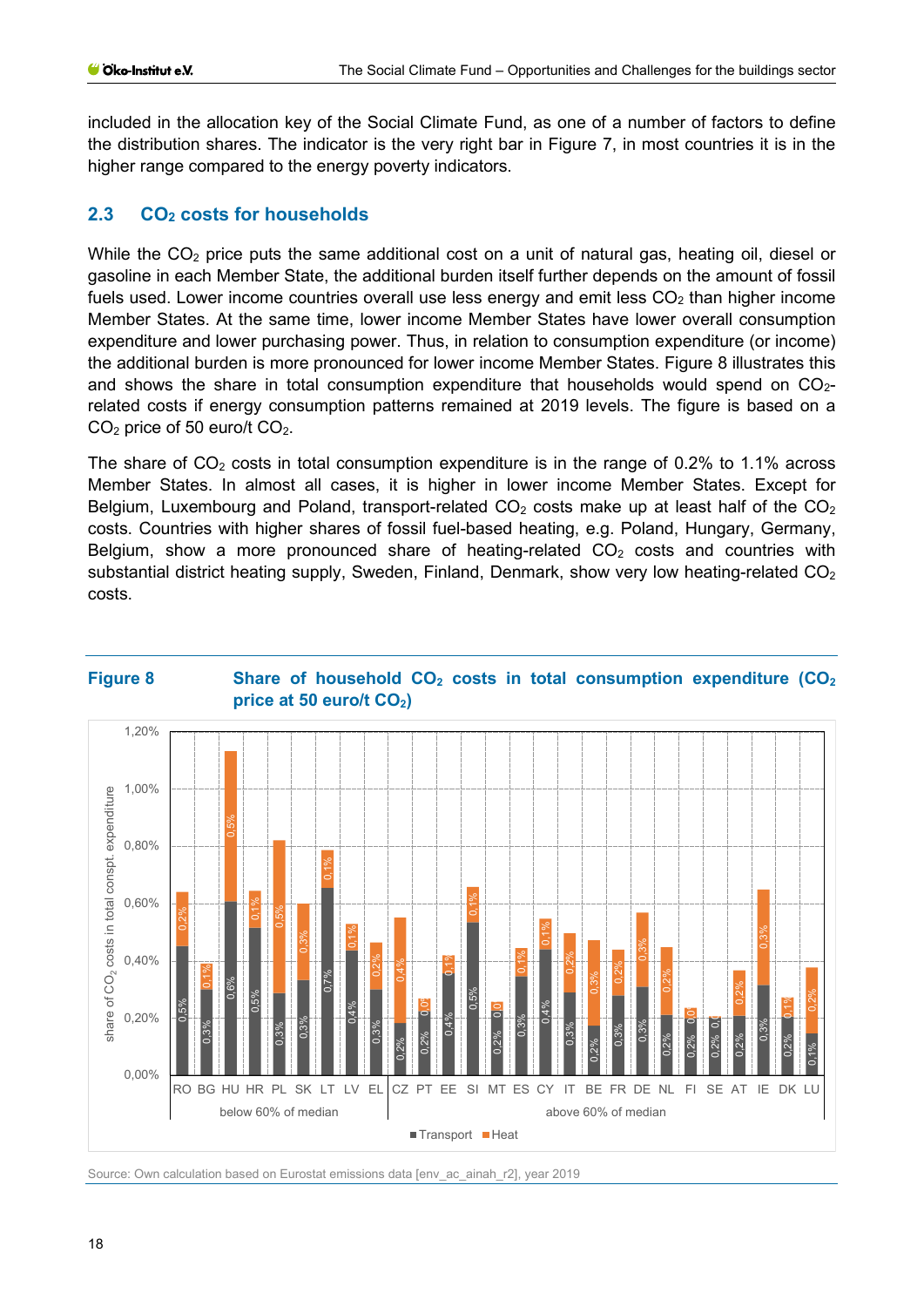included in the allocation key of the Social Climate Fund, as one of a number of factors to define the distribution shares. The indicator is the very right bar in Figure 7, in most countries it is in the higher range compared to the energy poverty indicators.

## 2.3 $CO_2$ costs for households

While the $CO_2$ price puts the same additional cost on a unit of natural gas, heating oil, diesel or gasoline in each Member State, the additional burden itself further depends on the amount of fossil fuels used. Lower income countries overall use less energy and emit less $CO_2$ than higher income Member States. At the same time, lower income Member States have lower overall consumption expenditure and lower purchasing power. Thus, in relation to consumption expenditure (or income) the additional burden is more pronounced for lower income Member States. Figure 8 illustrates this and shows the share in total consumption expenditure that households would spend on $CO_2$-related costs if energy consumption patterns remained at 2019 levels. The figure is based on a $CO_2$ price of 50 euro/t $CO_2$.

The share of $CO_2$ costs in total consumption expenditure is in the range of 0.2% to 1.1% across Member States. In almost all cases, it is higher in lower income Member States. Except for Belgium, Luxembourg and Poland, transport-related $CO_2$ costs make up at least half of the $CO_2$ costs. Countries with higher shares of fossil fuel-based heating, e.g. Poland, Hungary, Germany, Belgium, show a more pronounced share of heating-related $CO_2$ costs and countries with substantial district heating supply, Sweden, Finland, Denmark, show very low heating-related $CO_2$ costs.

**Figure 8** Share of household $CO_2$ costs in total consumption expenditure ($CO_2$ price at 50 euro/t $CO_2$)

Source: Own calculation based on Eurostat emissions data [env_ac_ainah_r2], year 2019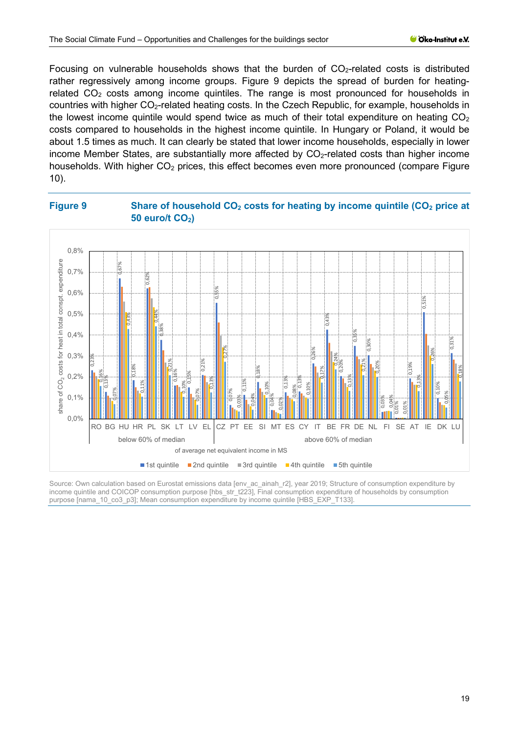Focusing on vulnerable households shows that the burden of $CO_2$-related costs is distributed rather regressively among income groups. Figure 9 depicts the spread of burden for heating-related $CO_2$ costs among income quintiles. The range is most pronounced for households in countries with higher $CO_2$-related heating costs. In the Czech Republic, for example, households in the lowest income quintile would spend twice as much of their total expenditure on heating $CO_2$ costs compared to households in the highest income quintile. In Hungary or Poland, it would be about 1.5 times as much. It can clearly be stated that lower income households, especially in lower income Member States, are substantially more affected by $CO_2$-related costs than higher income households. With higher $CO_2$ prices, this effect becomes even more pronounced (compare Figure 10).

**Figure 9 Share of household $CO_2$ costs for heating by income quintile ($CO_2$ price at 50 euro/t $CO_2$)**

Source: Own calculation based on Eurostat emissions data [env_ac_ainah_r2], year 2019; Structure of consumption expenditure by income quintile and COICOP consumption purpose [hbs_str_t223], Final consumption expenditure of households by consumption purpose [nama_10_co3_p3]; Mean consumption expenditure by income quintile [HBS_EXP_T133].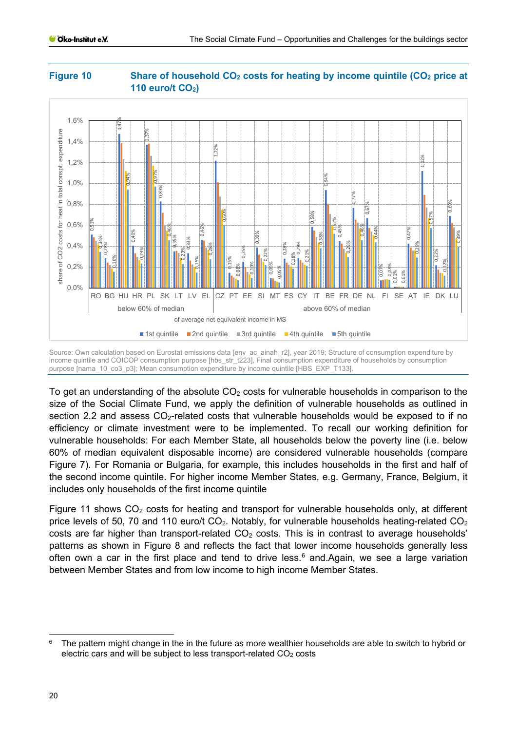**Figure 10** **Share of household $CO_2$ costs for heating by income quintile ($CO_2$ price at 110 euro/t $CO_2$)**

Source: Own calculation based on Eurostat emissions data [env_ac_ainah_r2], year 2019; Structure of consumption expenditure by income quintile and COICOP consumption purpose [hbs_str_t223], Final consumption expenditure of households by consumption purpose [nama_10_co3_p3]; Mean consumption expenditure by income quintile [HBS_EXP_T133].

To get an understanding of the absolute $CO_2$ costs for vulnerable households in comparison to the size of the Social Climate Fund, we apply the definition of vulnerable households as outlined in section 2.2 and assess $CO_2$-related costs that vulnerable households would be exposed to if no efficiency or climate investment were to be implemented. To recall our working definition for vulnerable households: For each Member State, all households below the poverty line (i.e. below 60% of median equivalent disposable income) are considered vulnerable households (compare Figure 7). For Romania or Bulgaria, for example, this includes households in the first and half of the second income quintile. For higher income Member States, e.g. Germany, France, Belgium, it includes only households of the first income quintile

Figure 11 shows $CO_2$ costs for heating and transport for vulnerable households only, at different price levels of 50, 70 and 110 euro/t $CO_2$. Notably, for vulnerable households heating-related $CO_2$ costs are far higher than transport-related $CO_2$ costs. This is in contrast to average households' patterns as shown in Figure 8 and reflects the fact that lower income households generally less often own a car in the first place and tend to drive less.[6] and.Again, we see a large variation between Member States and from low income to high income Member States.

[6] The pattern might change in the in the future as more wealthier households are able to switch to hybrid or electric cars and will be subject to less transport-related $CO_2$ costs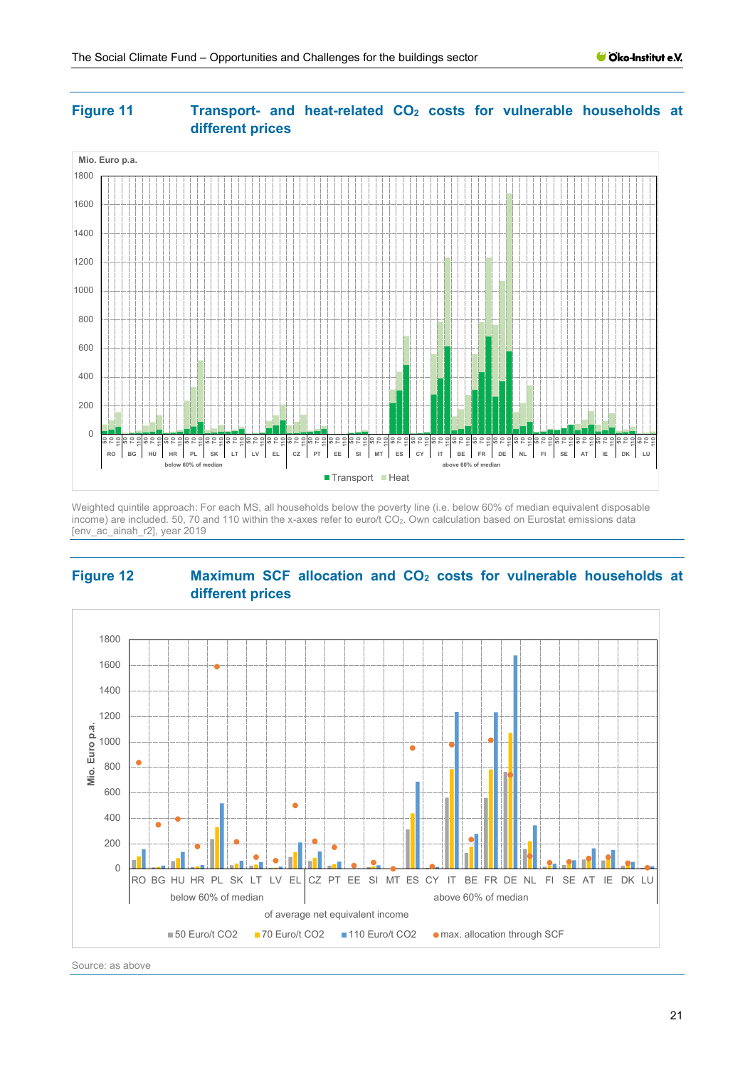**Figure 11 Transport- and heat-related $CO_2$ costs for vulnerable households at different prices**

Weighted quintile approach: For each MS, all households below the poverty line (i.e. below 60% of median equivalent disposable income) are included. 50, 70 and 110 within the x-axes refer to euro/t $CO_2$. Own calculation based on Eurostat emissions data [env_ac_ainah_r2], year 2019

**Figure 12 Maximum SCF allocation and $CO_2$ costs for vulnerable households at different prices**

Source: as above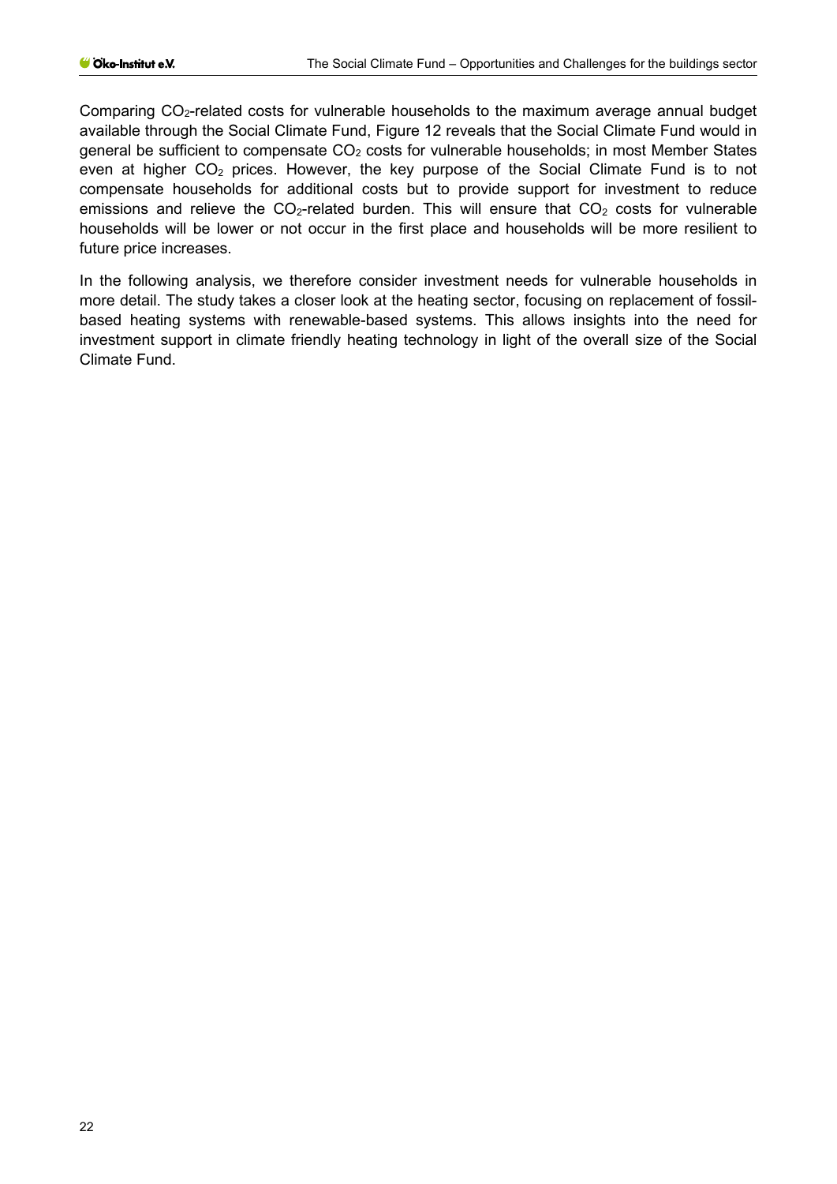Comparing $CO_2$-related costs for vulnerable households to the maximum average annual budget available through the Social Climate Fund, Figure 12 reveals that the Social Climate Fund would in general be sufficient to compensate $CO_2$ costs for vulnerable households; in most Member States even at higher $CO_2$ prices. However, the key purpose of the Social Climate Fund is to not compensate households for additional costs but to provide support for investment to reduce emissions and relieve the $CO_2$-related burden. This will ensure that $CO_2$ costs for vulnerable households will be lower or not occur in the first place and households will be more resilient to future price increases.

In the following analysis, we therefore consider investment needs for vulnerable households in more detail. The study takes a closer look at the heating sector, focusing on replacement of fossil-based heating systems with renewable-based systems. This allows insights into the need for investment support in climate friendly heating technology in light of the overall size of the Social Climate Fund.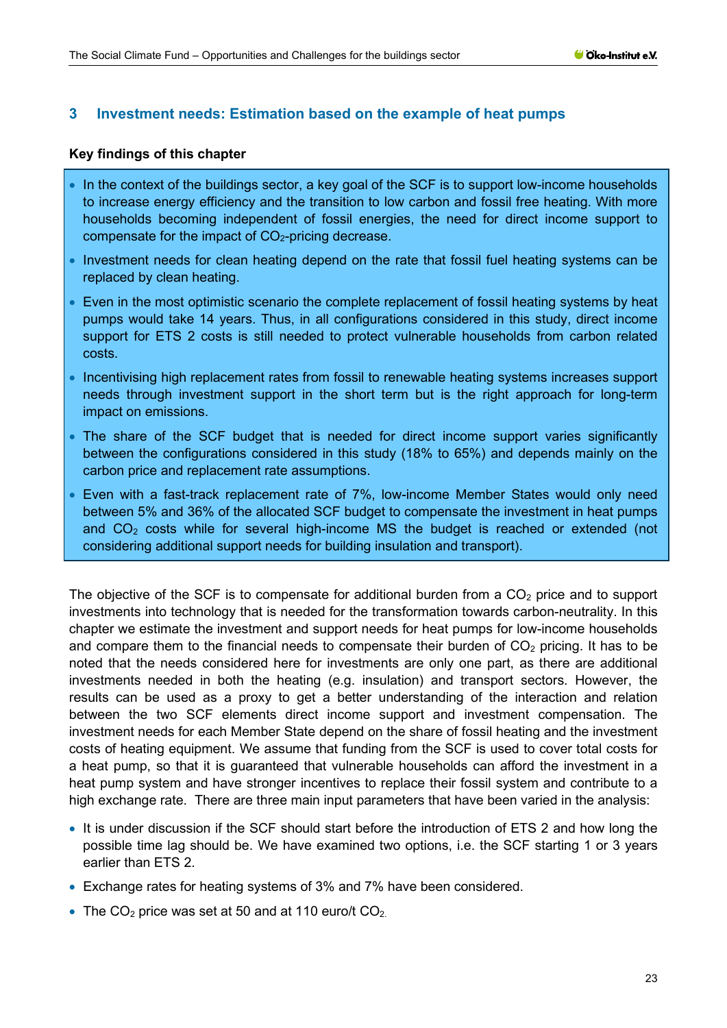# 3 Investment needs: Estimation based on the example of heat pumps

**Key findings of this chapter**

- In the context of the buildings sector, a key goal of the SCF is to support low-income households to increase energy efficiency and the transition to low carbon and fossil free heating. With more households becoming independent of fossil energies, the need for direct income support to compensate for the impact of $CO_2$-pricing decrease.
- Investment needs for clean heating depend on the rate that fossil fuel heating systems can be replaced by clean heating.
- Even in the most optimistic scenario the complete replacement of fossil heating systems by heat pumps would take 14 years. Thus, in all configurations considered in this study, direct income support for ETS 2 costs is still needed to protect vulnerable households from carbon related costs.
- Incentivising high replacement rates from fossil to renewable heating systems increases support needs through investment support in the short term but is the right approach for long-term impact on emissions.
- The share of the SCF budget that is needed for direct income support varies significantly between the configurations considered in this study (18% to 65%) and depends mainly on the carbon price and replacement rate assumptions.
- Even with a fast-track replacement rate of 7%, low-income Member States would only need between 5% and 36% of the allocated SCF budget to compensate the investment in heat pumps and $CO_2$ costs while for several high-income MS the budget is reached or extended (not considering additional support needs for building insulation and transport).

The objective of the SCF is to compensate for additional burden from a $CO_2$ price and to support investments into technology that is needed for the transformation towards carbon-neutrality. In this chapter we estimate the investment and support needs for heat pumps for low-income households and compare them to the financial needs to compensate their burden of $CO_2$ pricing. It has to be noted that the needs considered here for investments are only one part, as there are additional investments needed in both the heating (e.g. insulation) and transport sectors. However, the results can be used as a proxy to get a better understanding of the interaction and relation between the two SCF elements direct income support and investment compensation. The investment needs for each Member State depend on the share of fossil heating and the investment costs of heating equipment. We assume that funding from the SCF is used to cover total costs for a heat pump, so that it is guaranteed that vulnerable households can afford the investment in a heat pump system and have stronger incentives to replace their fossil system and contribute to a high exchange rate. There are three main input parameters that have been varied in the analysis:

- It is under discussion if the SCF should start before the introduction of ETS 2 and how long the possible time lag should be. We have examined two options, i.e. the SCF starting 1 or 3 years earlier than ETS 2.
- Exchange rates for heating systems of 3% and 7% have been considered.
- The $CO_2$ price was set at 50 and at 110 euro/t $CO_2$.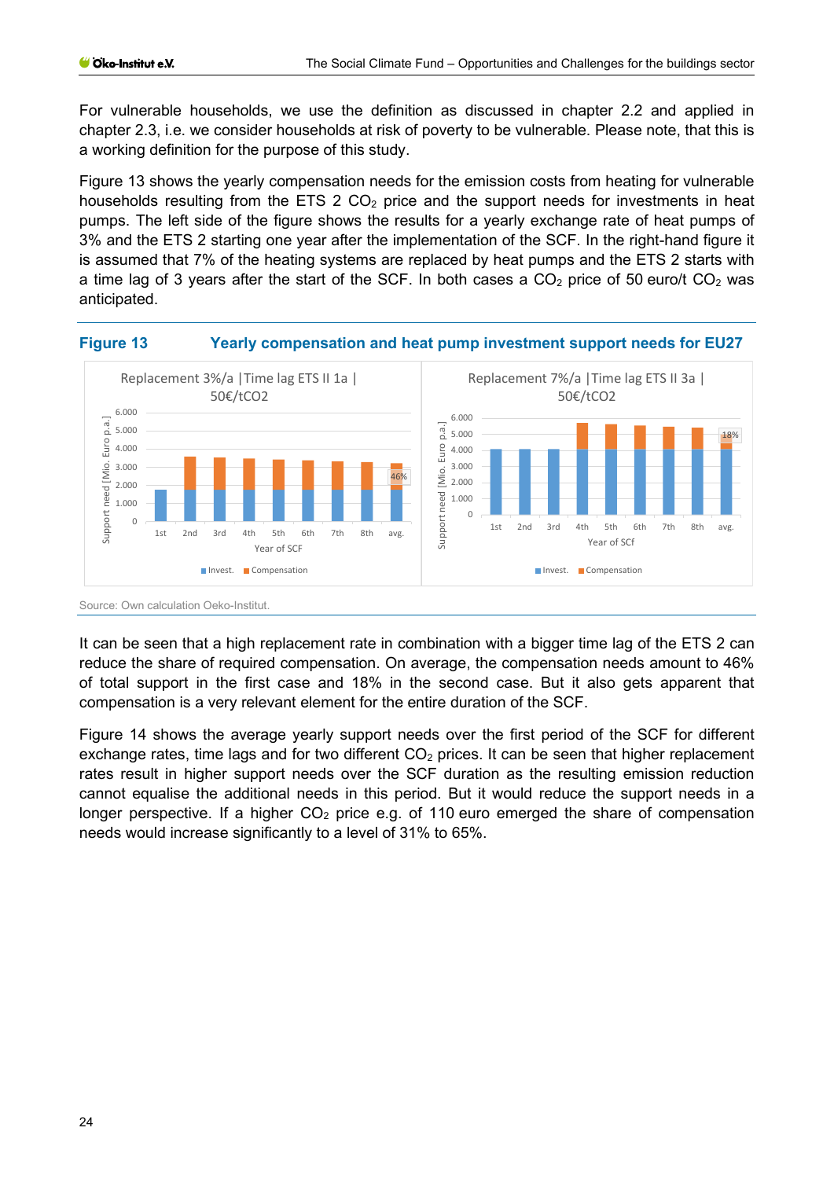For vulnerable households, we use the definition as discussed in chapter 2.2 and applied in chapter 2.3, i.e. we consider households at risk of poverty to be vulnerable. Please note, that this is a working definition for the purpose of this study.

Figure 13 shows the yearly compensation needs for the emission costs from heating for vulnerable households resulting from the ETS 2 $CO_2$ price and the support needs for investments in heat pumps. The left side of the figure shows the results for a yearly exchange rate of heat pumps of 3% and the ETS 2 starting one year after the implementation of the SCF. In the right-hand figure it is assumed that 7% of the heating systems are replaced by heat pumps and the ETS 2 starts with a time lag of 3 years after the start of the SCF. In both cases a $CO_2$ price of 50 euro/t $CO_2$ was anticipated.

**Figure 13 Yearly compensation and heat pump investment support needs for EU27**

Source: Own calculation Oeko-Institut.

It can be seen that a high replacement rate in combination with a bigger time lag of the ETS 2 can reduce the share of required compensation. On average, the compensation needs amount to 46% of total support in the first case and 18% in the second case. But it also gets apparent that compensation is a very relevant element for the entire duration of the SCF.

Figure 14 shows the average yearly support needs over the first period of the SCF for different exchange rates, time lags and for two different $CO_2$ prices. It can be seen that higher replacement rates result in higher support needs over the SCF duration as the resulting emission reduction cannot equalise the additional needs in this period. But it would reduce the support needs in a longer perspective. If a higher $CO_2$ price e.g. of 110 euro emerged the share of compensation needs would increase significantly to a level of 31% to 65%.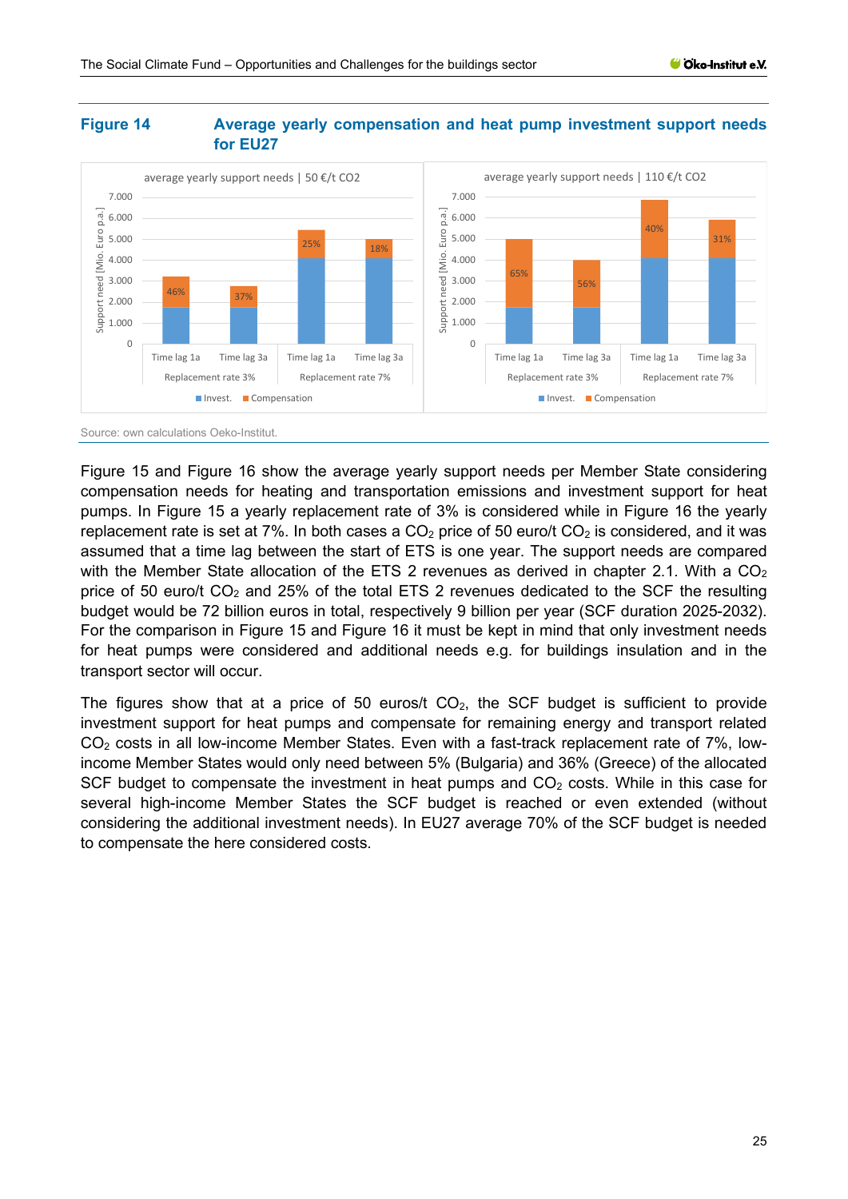**Figure 14** **Average yearly compensation and heat pump investment support needs for EU27**

Source: own calculations Oeko-Institut.

Figure 15 and Figure 16 show the average yearly support needs per Member State considering compensation needs for heating and transportation emissions and investment support for heat pumps. In Figure 15 a yearly replacement rate of 3% is considered while in Figure 16 the yearly replacement rate is set at 7%. In both cases a $CO_2$ price of 50 euro/t $CO_2$ is considered, and it was assumed that a time lag between the start of ETS is one year. The support needs are compared with the Member State allocation of the ETS 2 revenues as derived in chapter 2.1. With a $CO_2$ price of 50 euro/t $CO_2$ and 25% of the total ETS 2 revenues dedicated to the SCF the resulting budget would be 72 billion euros in total, respectively 9 billion per year (SCF duration 2025-2032). For the comparison in Figure 15 and Figure 16 it must be kept in mind that only investment needs for heat pumps were considered and additional needs e.g. for buildings insulation and in the transport sector will occur.

The figures show that at a price of 50 euros/t $CO_2$, the SCF budget is sufficient to provide investment support for heat pumps and compensate for remaining energy and transport related $CO_2$ costs in all low-income Member States. Even with a fast-track replacement rate of 7%, low-income Member States would only need between 5% (Bulgaria) and 36% (Greece) of the allocated SCF budget to compensate the investment in heat pumps and $CO_2$ costs. While in this case for several high-income Member States the SCF budget is reached or even extended (without considering the additional investment needs). In EU27 average 70% of the SCF budget is needed to compensate the here considered costs.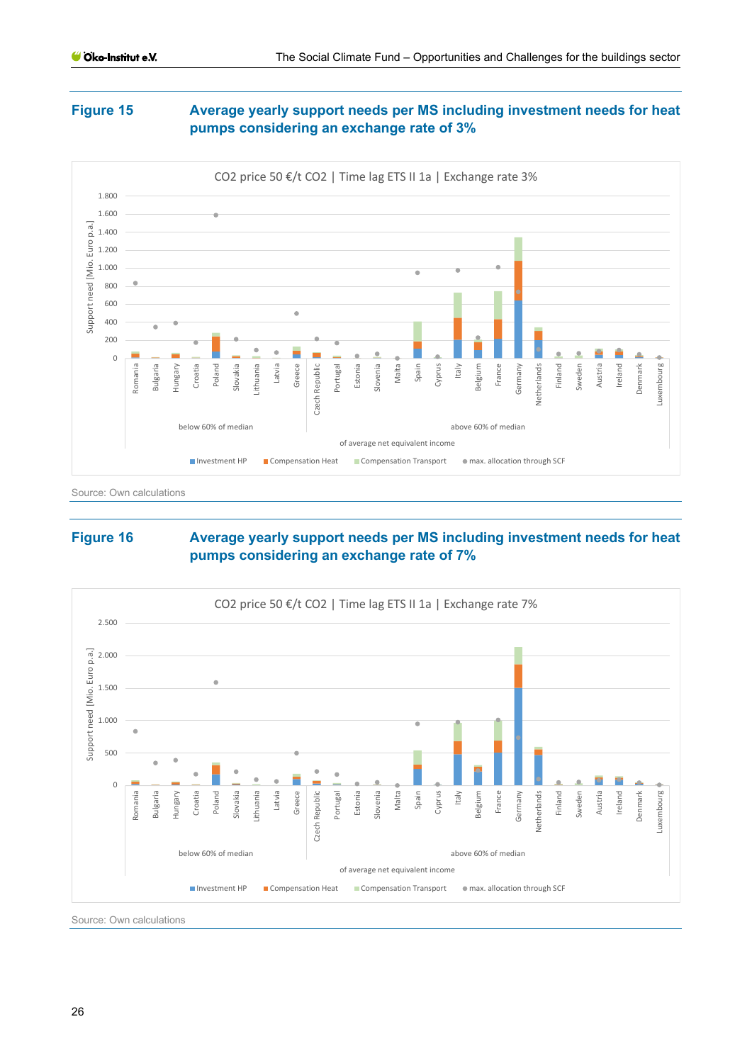**Figure 15** **Average yearly support needs per MS including investment needs for heat pumps considering an exchange rate of 3%**

CO2 price 50 €/t CO2 | Time lag ETS II 1a | Exchange rate 3%

Support need [Mio. Euro p.a.]

Romania, Bulgaria, Hungary, Croatia, Poland, Slovakia, Lithuania, Latvia, Greece, Czech Republic, Portugal, Estonia, Slovenia, Malta, Spain, Cyprus, Italy, Belgium, France, Germany, Netherlands, Finland, Sweden, Austria, Ireland, Denmark, Luxembourg

below 60% of median | above 60% of median

of average net equivalent income

Investment HP | Compensation Heat | Compensation Transport | max. allocation through SCF

Source: Own calculations

**Figure 16** **Average yearly support needs per MS including investment needs for heat pumps considering an exchange rate of 7%**

CO2 price 50 €/t CO2 | Time lag ETS II 1a | Exchange rate 7%

Support need [Mio. Euro p.a.]

Romania, Bulgaria, Hungary, Croatia, Poland, Slovakia, Lithuania, Latvia, Greece, Czech Republic, Portugal, Estonia, Slovenia, Malta, Spain, Cyprus, Italy, Belgium, France, Germany, Netherlands, Finland, Sweden, Austria, Ireland, Denmark, Luxembourg

below 60% of median | above 60% of median

of average net equivalent income

Investment HP | Compensation Heat | Compensation Transport | max. allocation through SCF

Source: Own calculations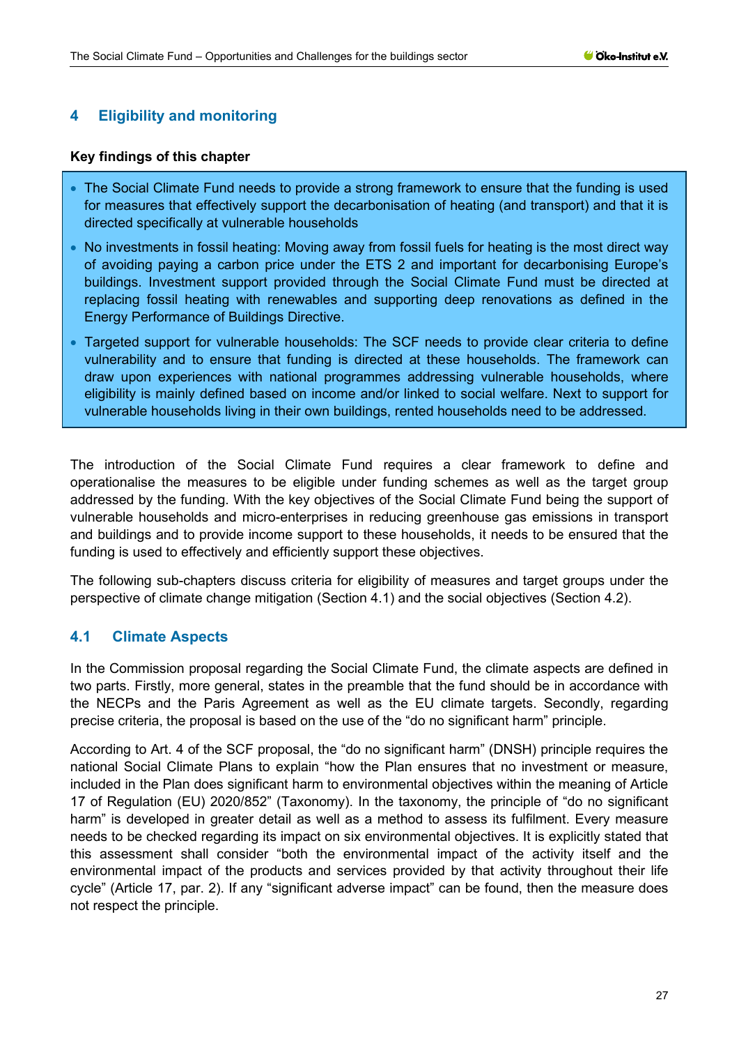# 4 Eligibility and monitoring

**Key findings of this chapter**

- The Social Climate Fund needs to provide a strong framework to ensure that the funding is used for measures that effectively support the decarbonisation of heating (and transport) and that it is directed specifically at vulnerable households
- No investments in fossil heating: Moving away from fossil fuels for heating is the most direct way of avoiding paying a carbon price under the ETS 2 and important for decarbonising Europe's buildings. Investment support provided through the Social Climate Fund must be directed at replacing fossil heating with renewables and supporting deep renovations as defined in the Energy Performance of Buildings Directive.
- Targeted support for vulnerable households: The SCF needs to provide clear criteria to define vulnerability and to ensure that funding is directed at these households. The framework can draw upon experiences with national programmes addressing vulnerable households, where eligibility is mainly defined based on income and/or linked to social welfare. Next to support for vulnerable households living in their own buildings, rented households need to be addressed.

The introduction of the Social Climate Fund requires a clear framework to define and operationalise the measures to be eligible under funding schemes as well as the target group addressed by the funding. With the key objectives of the Social Climate Fund being the support of vulnerable households and micro-enterprises in reducing greenhouse gas emissions in transport and buildings and to provide income support to these households, it needs to be ensured that the funding is used to effectively and efficiently support these objectives.

The following sub-chapters discuss criteria for eligibility of measures and target groups under the perspective of climate change mitigation (Section 4.1) and the social objectives (Section 4.2).

## 4.1 Climate Aspects

In the Commission proposal regarding the Social Climate Fund, the climate aspects are defined in two parts. Firstly, more general, states in the preamble that the fund should be in accordance with the NECPs and the Paris Agreement as well as the EU climate targets. Secondly, regarding precise criteria, the proposal is based on the use of the "do no significant harm" principle.

According to Art. 4 of the SCF proposal, the "do no significant harm" (DNSH) principle requires the national Social Climate Plans to explain "how the Plan ensures that no investment or measure, included in the Plan does significant harm to environmental objectives within the meaning of Article 17 of Regulation (EU) 2020/852" (Taxonomy). In the taxonomy, the principle of "do no significant harm" is developed in greater detail as well as a method to assess its fulfilment. Every measure needs to be checked regarding its impact on six environmental objectives. It is explicitly stated that this assessment shall consider "both the environmental impact of the activity itself and the environmental impact of the products and services provided by that activity throughout their life cycle" (Article 17, par. 2). If any "significant adverse impact" can be found, then the measure does not respect the principle.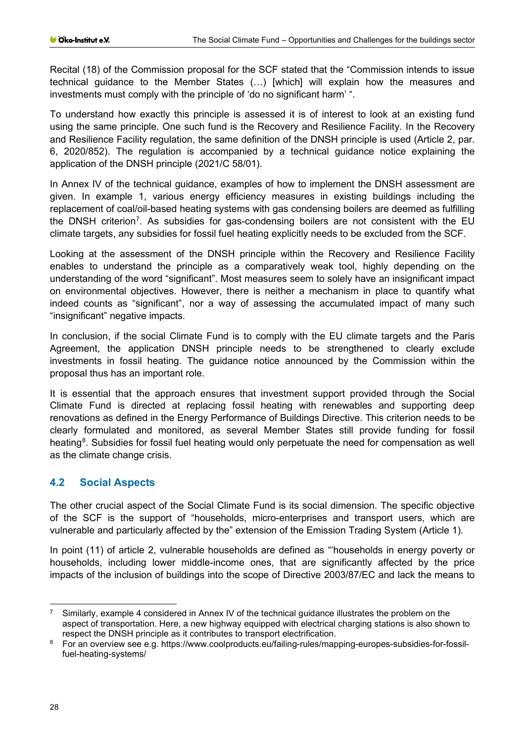Recital (18) of the Commission proposal for the SCF stated that the "Commission intends to issue technical guidance to the Member States (…) [which] will explain how the measures and investments must comply with the principle of 'do no significant harm' ".

To understand how exactly this principle is assessed it is of interest to look at an existing fund using the same principle. One such fund is the Recovery and Resilience Facility. In the Recovery and Resilience Facility regulation, the same definition of the DNSH principle is used (Article 2, par. 6, 2020/852). The regulation is accompanied by a technical guidance notice explaining the application of the DNSH principle (2021/C 58/01).

In Annex IV of the technical guidance, examples of how to implement the DNSH assessment are given. In example 1, various energy efficiency measures in existing buildings including the replacement of coal/oil-based heating systems with gas condensing boilers are deemed as fulfilling the DNSH criterion[7]. As subsidies for gas-condensing boilers are not consistent with the EU climate targets, any subsidies for fossil fuel heating explicitly needs to be excluded from the SCF.

Looking at the assessment of the DNSH principle within the Recovery and Resilience Facility enables to understand the principle as a comparatively weak tool, highly depending on the understanding of the word "significant". Most measures seem to solely have an insignificant impact on environmental objectives. However, there is neither a mechanism in place to quantify what indeed counts as "significant", nor a way of assessing the accumulated impact of many such "insignificant" negative impacts.

In conclusion, if the social Climate Fund is to comply with the EU climate targets and the Paris Agreement, the application DNSH principle needs to be strengthened to clearly exclude investments in fossil heating. The guidance notice announced by the Commission within the proposal thus has an important role.

It is essential that the approach ensures that investment support provided through the Social Climate Fund is directed at replacing fossil heating with renewables and supporting deep renovations as defined in the Energy Performance of Buildings Directive. This criterion needs to be clearly formulated and monitored, as several Member States still provide funding for fossil heating[8]. Subsidies for fossil fuel heating would only perpetuate the need for compensation as well as the climate change crisis.

## 4.2 Social Aspects

The other crucial aspect of the Social Climate Fund is its social dimension. The specific objective of the SCF is the support of "households, micro-enterprises and transport users, which are vulnerable and particularly affected by the" extension of the Emission Trading System (Article 1).

In point (11) of article 2, vulnerable households are defined as "'households in energy poverty or households, including lower middle-income ones, that are significantly affected by the price impacts of the inclusion of buildings into the scope of Directive 2003/87/EC and lack the means to

---

[7] Similarly, example 4 considered in Annex IV of the technical guidance illustrates the problem on the aspect of transportation. Here, a new highway equipped with electrical charging stations is also shown to respect the DNSH principle as it contributes to transport electrification.

[8] For an overview see e.g. https://www.coolproducts.eu/failing-rules/mapping-europes-subsidies-for-fossil-fuel-heating-systems/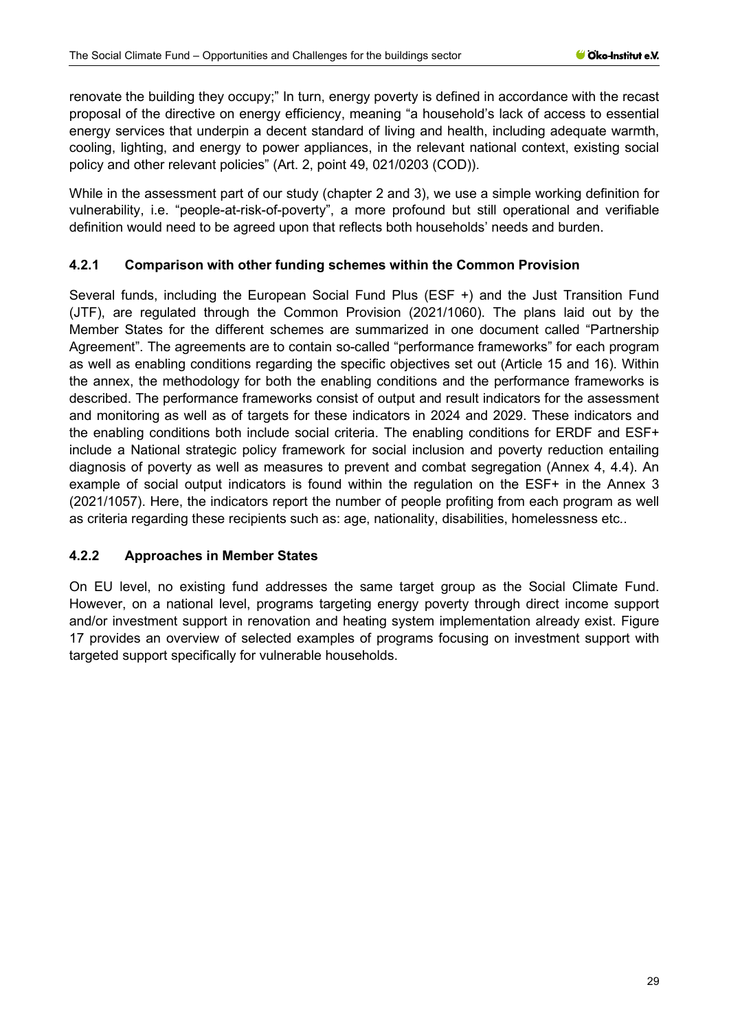renovate the building they occupy;" In turn, energy poverty is defined in accordance with the recast proposal of the directive on energy efficiency, meaning "a household's lack of access to essential energy services that underpin a decent standard of living and health, including adequate warmth, cooling, lighting, and energy to power appliances, in the relevant national context, existing social policy and other relevant policies" (Art. 2, point 49, 021/0203 (COD)).

While in the assessment part of our study (chapter 2 and 3), we use a simple working definition for vulnerability, i.e. "people-at-risk-of-poverty", a more profound but still operational and verifiable definition would need to be agreed upon that reflects both households' needs and burden.

### 4.2.1 Comparison with other funding schemes within the Common Provision

Several funds, including the European Social Fund Plus (ESF +) and the Just Transition Fund (JTF), are regulated through the Common Provision (2021/1060). The plans laid out by the Member States for the different schemes are summarized in one document called "Partnership Agreement". The agreements are to contain so-called "performance frameworks" for each program as well as enabling conditions regarding the specific objectives set out (Article 15 and 16). Within the annex, the methodology for both the enabling conditions and the performance frameworks is described. The performance frameworks consist of output and result indicators for the assessment and monitoring as well as of targets for these indicators in 2024 and 2029. These indicators and the enabling conditions both include social criteria. The enabling conditions for ERDF and ESF+ include a National strategic policy framework for social inclusion and poverty reduction entailing diagnosis of poverty as well as measures to prevent and combat segregation (Annex 4, 4.4). An example of social output indicators is found within the regulation on the ESF+ in the Annex 3 (2021/1057). Here, the indicators report the number of people profiting from each program as well as criteria regarding these recipients such as: age, nationality, disabilities, homelessness etc..

### 4.2.2 Approaches in Member States

On EU level, no existing fund addresses the same target group as the Social Climate Fund. However, on a national level, programs targeting energy poverty through direct income support and/or investment support in renovation and heating system implementation already exist. Figure 17 provides an overview of selected examples of programs focusing on investment support with targeted support specifically for vulnerable households.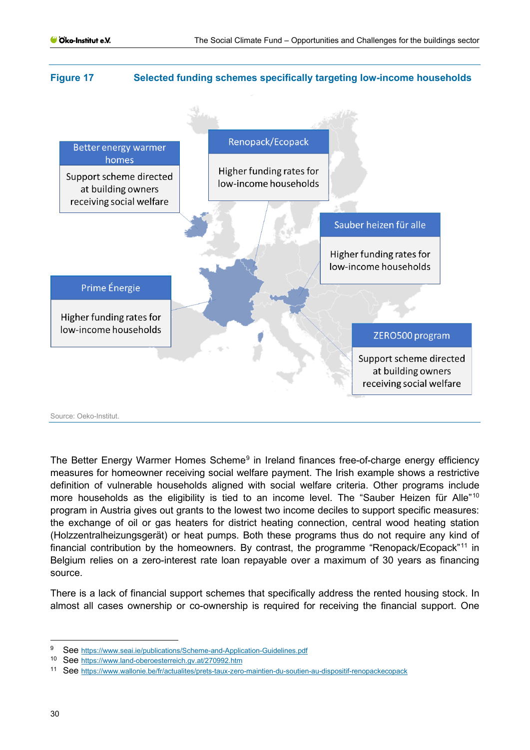**Figure 17 Selected funding schemes specifically targeting low-income households**

Better energy warmer homes
Support scheme directed at building owners receiving social welfare

Renopack/Ecopack
Higher funding rates for low-income households

Sauber heizen für alle
Higher funding rates for low-income households

Prime Énergie
Higher funding rates for low-income households

ZERO500 program
Support scheme directed at building owners receiving social welfare

Source: Oeko-Institut.

The Better Energy Warmer Homes Scheme[9] in Ireland finances free-of-charge energy efficiency measures for homeowner receiving social welfare payment. The Irish example shows a restrictive definition of vulnerable households aligned with social welfare criteria. Other programs include more households as the eligibility is tied to an income level. The "Sauber Heizen für Alle"[10] program in Austria gives out grants to the lowest two income deciles to support specific measures: the exchange of oil or gas heaters for district heating connection, central wood heating station (Holzzentralheizungsgerät) or heat pumps. Both these programs thus do not require any kind of financial contribution by the homeowners. By contrast, the programme "Renopack/Ecopack"[11] in Belgium relies on a zero-interest rate loan repayable over a maximum of 30 years as financing source.

There is a lack of financial support schemes that specifically address the rented housing stock. In almost all cases ownership or co-ownership is required for receiving the financial support. One

[9] See https://www.seai.ie/publications/Scheme-and-Application-Guidelines.pdf
[10] See https://www.land-oberoesterreich.gv.at/270992.htm
[11] See https://www.wallonie.be/fr/actualites/prets-taux-zero-maintien-du-soutien-au-dispositif-renopackecopack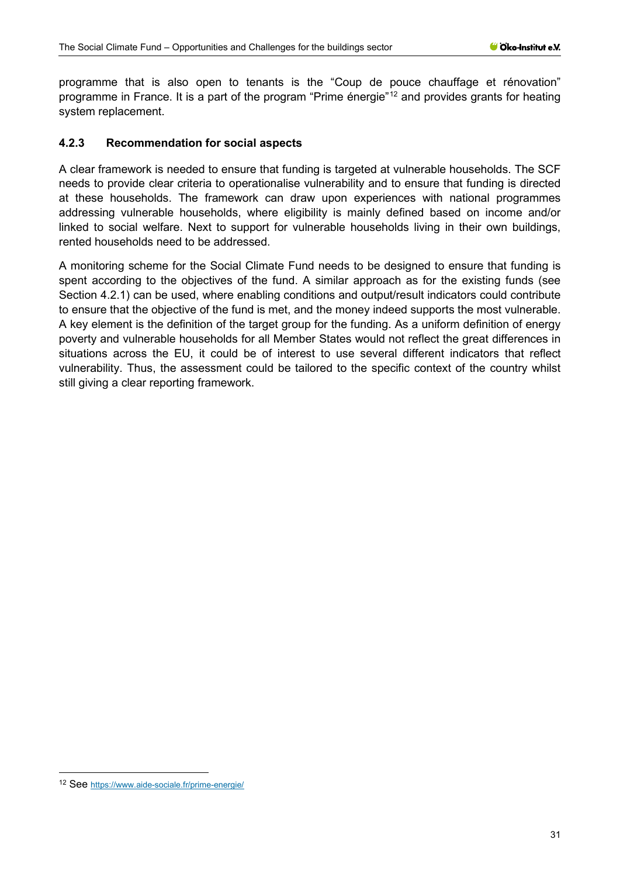programme that is also open to tenants is the “Coup de pouce chauffage et rénovation” programme in France. It is a part of the program “Prime énergie”[12] and provides grants for heating system replacement.

### 4.2.3 Recommendation for social aspects

A clear framework is needed to ensure that funding is targeted at vulnerable households. The SCF needs to provide clear criteria to operationalise vulnerability and to ensure that funding is directed at these households. The framework can draw upon experiences with national programmes addressing vulnerable households, where eligibility is mainly defined based on income and/or linked to social welfare. Next to support for vulnerable households living in their own buildings, rented households need to be addressed.

A monitoring scheme for the Social Climate Fund needs to be designed to ensure that funding is spent according to the objectives of the fund. A similar approach as for the existing funds (see Section 4.2.1) can be used, where enabling conditions and output/result indicators could contribute to ensure that the objective of the fund is met, and the money indeed supports the most vulnerable. A key element is the definition of the target group for the funding. As a uniform definition of energy poverty and vulnerable households for all Member States would not reflect the great differences in situations across the EU, it could be of interest to use several different indicators that reflect vulnerability. Thus, the assessment could be tailored to the specific context of the country whilst still giving a clear reporting framework.

---

[12] See https://www.aide-sociale.fr/prime-energie/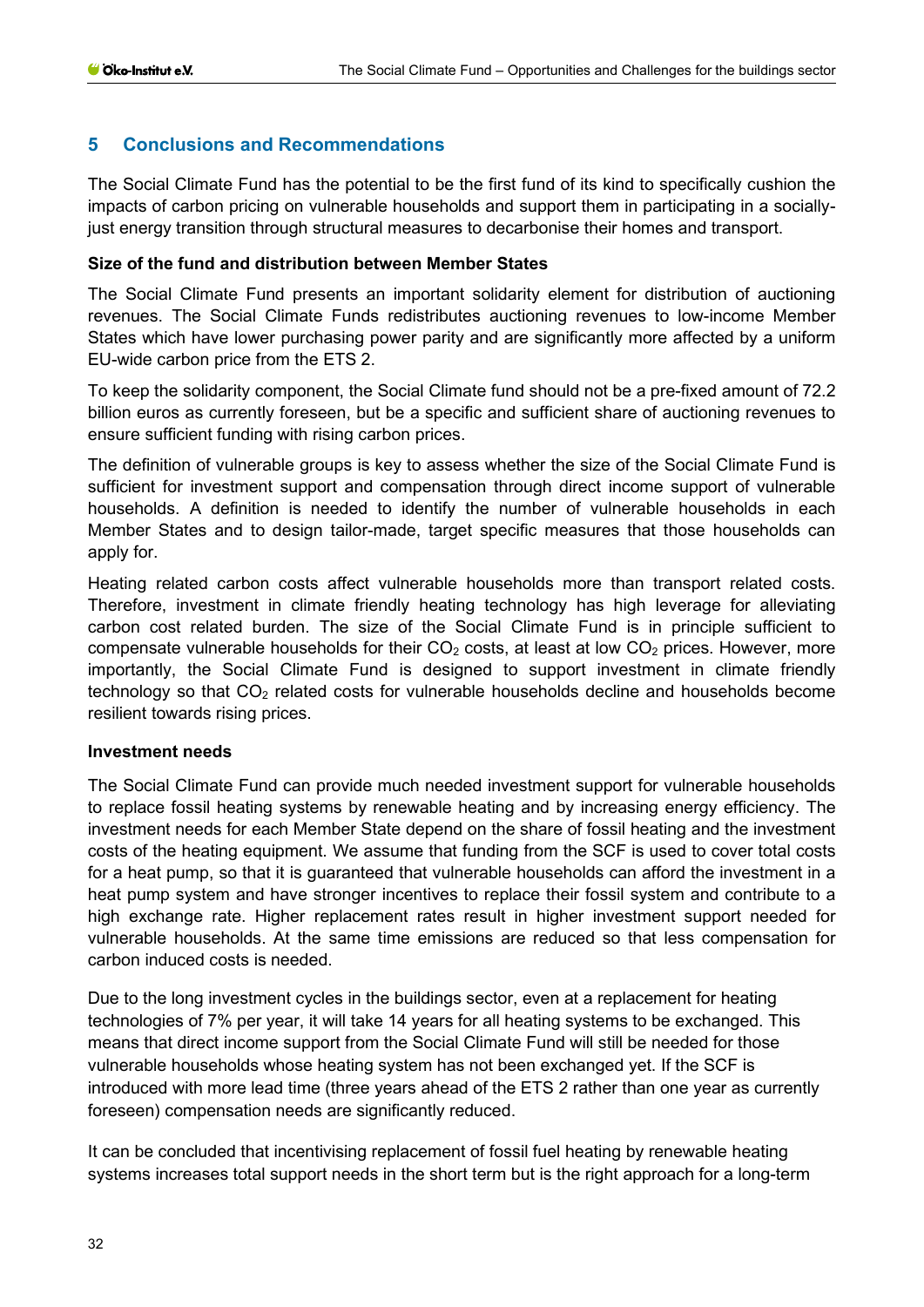## 5 Conclusions and Recommendations

The Social Climate Fund has the potential to be the first fund of its kind to specifically cushion the impacts of carbon pricing on vulnerable households and support them in participating in a socially-just energy transition through structural measures to decarbonise their homes and transport.

**Size of the fund and distribution between Member States**

The Social Climate Fund presents an important solidarity element for distribution of auctioning revenues. The Social Climate Funds redistributes auctioning revenues to low-income Member States which have lower purchasing power parity and are significantly more affected by a uniform EU-wide carbon price from the ETS 2.

To keep the solidarity component, the Social Climate fund should not be a pre-fixed amount of 72.2 billion euros as currently foreseen, but be a specific and sufficient share of auctioning revenues to ensure sufficient funding with rising carbon prices.

The definition of vulnerable groups is key to assess whether the size of the Social Climate Fund is sufficient for investment support and compensation through direct income support of vulnerable households. A definition is needed to identify the number of vulnerable households in each Member States and to design tailor-made, target specific measures that those households can apply for.

Heating related carbon costs affect vulnerable households more than transport related costs. Therefore, investment in climate friendly heating technology has high leverage for alleviating carbon cost related burden. The size of the Social Climate Fund is in principle sufficient to compensate vulnerable households for their $CO_2$ costs, at least at low $CO_2$ prices. However, more importantly, the Social Climate Fund is designed to support investment in climate friendly technology so that $CO_2$ related costs for vulnerable households decline and households become resilient towards rising prices.

**Investment needs**

The Social Climate Fund can provide much needed investment support for vulnerable households to replace fossil heating systems by renewable heating and by increasing energy efficiency. The investment needs for each Member State depend on the share of fossil heating and the investment costs of the heating equipment. We assume that funding from the SCF is used to cover total costs for a heat pump, so that it is guaranteed that vulnerable households can afford the investment in a heat pump system and have stronger incentives to replace their fossil system and contribute to a high exchange rate. Higher replacement rates result in higher investment support needed for vulnerable households. At the same time emissions are reduced so that less compensation for carbon induced costs is needed.

Due to the long investment cycles in the buildings sector, even at a replacement for heating technologies of 7% per year, it will take 14 years for all heating systems to be exchanged. This means that direct income support from the Social Climate Fund will still be needed for those vulnerable households whose heating system has not been exchanged yet. If the SCF is introduced with more lead time (three years ahead of the ETS 2 rather than one year as currently foreseen) compensation needs are significantly reduced.

It can be concluded that incentivising replacement of fossil fuel heating by renewable heating systems increases total support needs in the short term but is the right approach for a long-term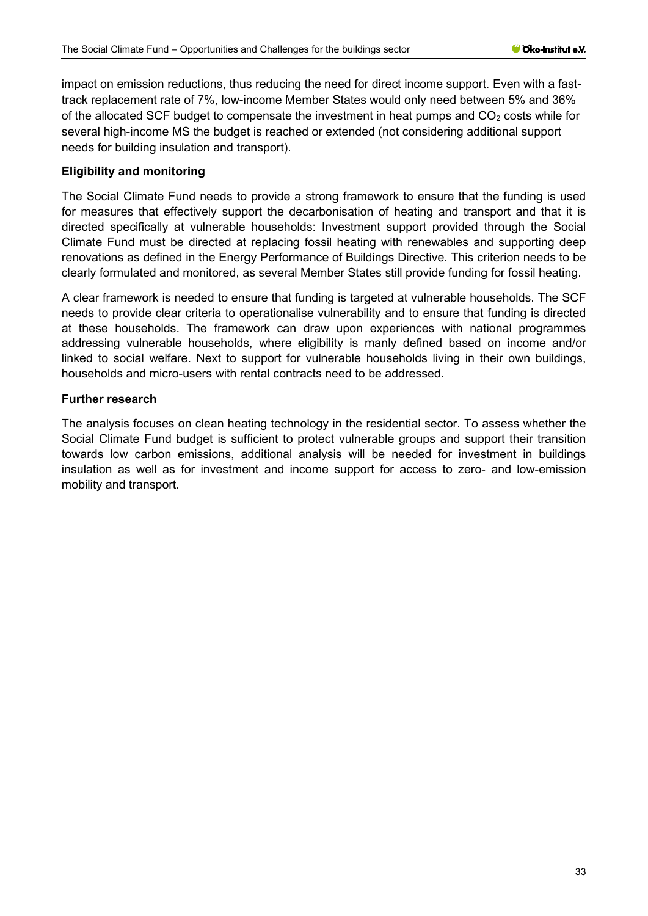impact on emission reductions, thus reducing the need for direct income support. Even with a fast-track replacement rate of 7%, low-income Member States would only need between 5% and 36% of the allocated SCF budget to compensate the investment in heat pumps and $CO_2$ costs while for several high-income MS the budget is reached or extended (not considering additional support needs for building insulation and transport).

**Eligibility and monitoring**

The Social Climate Fund needs to provide a strong framework to ensure that the funding is used for measures that effectively support the decarbonisation of heating and transport and that it is directed specifically at vulnerable households: Investment support provided through the Social Climate Fund must be directed at replacing fossil heating with renewables and supporting deep renovations as defined in the Energy Performance of Buildings Directive. This criterion needs to be clearly formulated and monitored, as several Member States still provide funding for fossil heating.

A clear framework is needed to ensure that funding is targeted at vulnerable households. The SCF needs to provide clear criteria to operationalise vulnerability and to ensure that funding is directed at these households. The framework can draw upon experiences with national programmes addressing vulnerable households, where eligibility is manly defined based on income and/or linked to social welfare. Next to support for vulnerable households living in their own buildings, households and micro-users with rental contracts need to be addressed.

**Further research**

The analysis focuses on clean heating technology in the residential sector. To assess whether the Social Climate Fund budget is sufficient to protect vulnerable groups and support their transition towards low carbon emissions, additional analysis will be needed for investment in buildings insulation as well as for investment and income support for access to zero- and low-emission mobility and transport.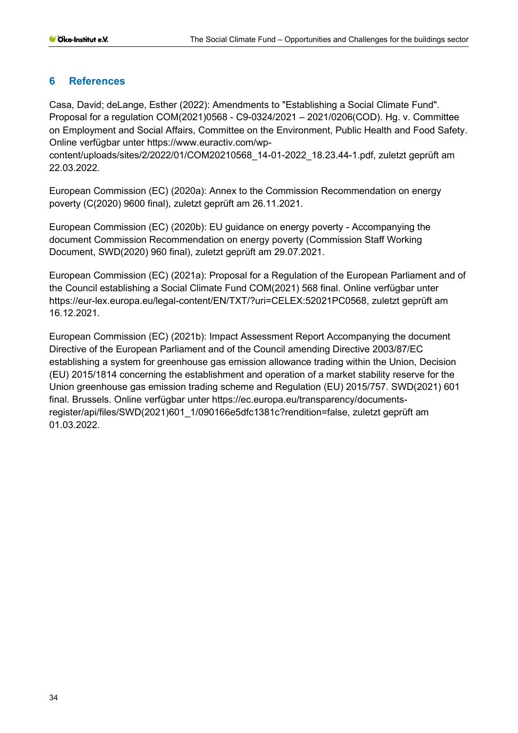## 6 References

Casa, David; deLange, Esther (2022): Amendments to "Establishing a Social Climate Fund". Proposal for a regulation COM(2021)0568 - C9-0324/2021 – 2021/0206(COD). Hg. v. Committee on Employment and Social Affairs, Committee on the Environment, Public Health and Food Safety. Online verfügbar unter https://www.euractiv.com/wp-content/uploads/sites/2/2022/01/COM20210568_14-01-2022_18.23.44-1.pdf, zuletzt geprüft am 22.03.2022.

European Commission (EC) (2020a): Annex to the Commission Recommendation on energy poverty (C(2020) 9600 final), zuletzt geprüft am 26.11.2021.

European Commission (EC) (2020b): EU guidance on energy poverty - Accompanying the document Commission Recommendation on energy poverty (Commission Staff Working Document, SWD(2020) 960 final), zuletzt geprüft am 29.07.2021.

European Commission (EC) (2021a): Proposal for a Regulation of the European Parliament and of the Council establishing a Social Climate Fund COM(2021) 568 final. Online verfügbar unter https://eur-lex.europa.eu/legal-content/EN/TXT/?uri=CELEX:52021PC0568, zuletzt geprüft am 16.12.2021.

European Commission (EC) (2021b): Impact Assessment Report Accompanying the document Directive of the European Parliament and of the Council amending Directive 2003/87/EC establishing a system for greenhouse gas emission allowance trading within the Union, Decision (EU) 2015/1814 concerning the establishment and operation of a market stability reserve for the Union greenhouse gas emission trading scheme and Regulation (EU) 2015/757. SWD(2021) 601 final. Brussels. Online verfügbar unter https://ec.europa.eu/transparency/documents-register/api/files/SWD(2021)601_1/090166e5dfc1381c?rendition=false, zuletzt geprüft am 01.03.2022.